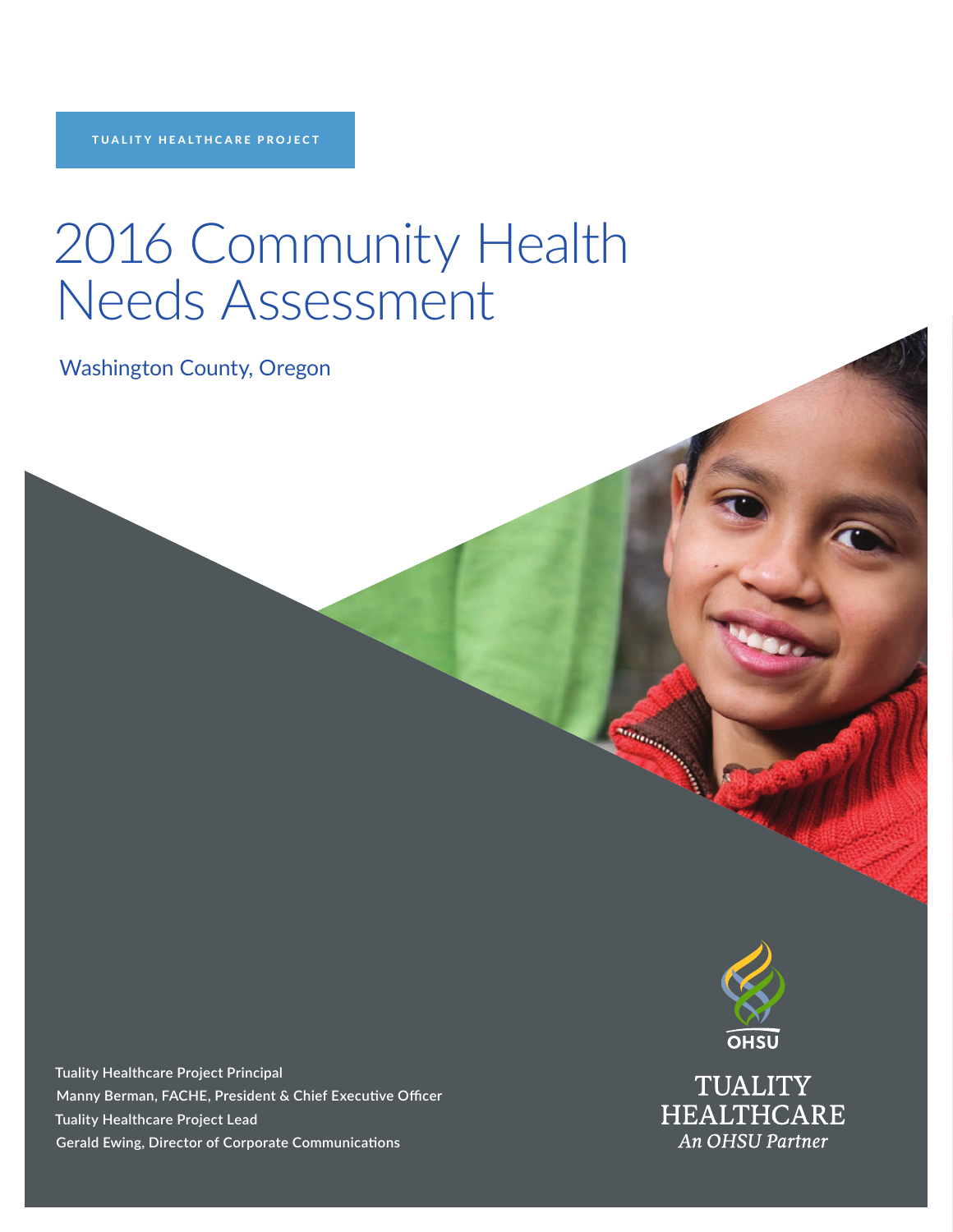TUALITY HEALTHCARE PROJECT

# 2016 Community Health Needs Assessment

Washington County, Oregon

Tuality Healthcare Project Principal
Manny Berman, FACHE, President & Chief Executive Officer
Tuality Healthcare Project Lead
Gerald Ewing, Director of Corporate Communications

OHSU

TUALITY HEALTHCARE
*An OHSU Partner*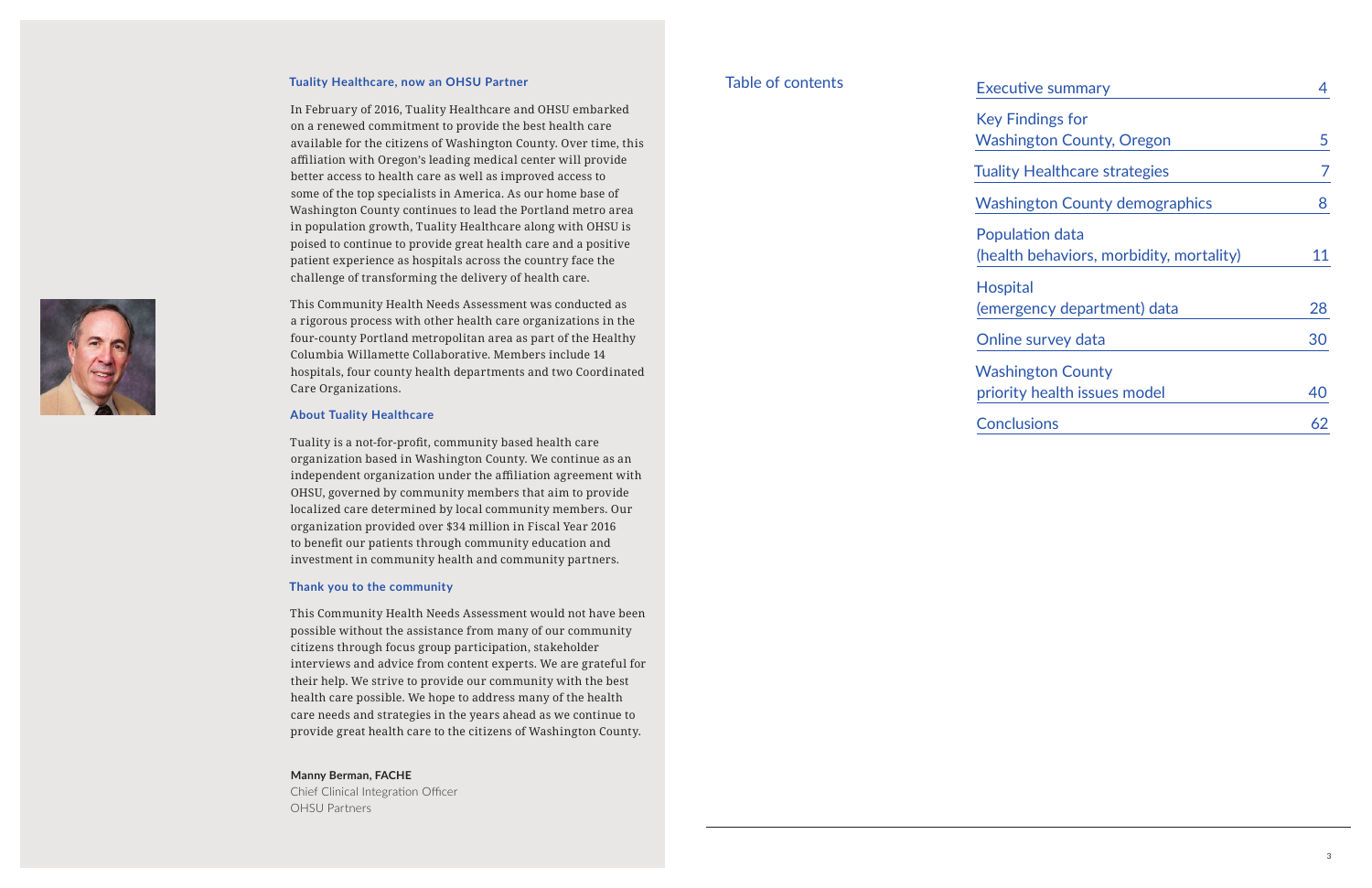### Tuality Healthcare, now an OHSU Partner

In February of 2016, Tuality Healthcare and OHSU embarked on a renewed commitment to provide the best health care available for the citizens of Washington County. Over time, this affiliation with Oregon's leading medical center will provide better access to health care as well as improved access to some of the top specialists in America. As our home base of Washington County continues to lead the Portland metro area in population growth, Tuality Healthcare along with OHSU is poised to continue to provide great health care and a positive patient experience as hospitals across the country face the challenge of transforming the delivery of health care.

This Community Health Needs Assessment was conducted as a rigorous process with other health care organizations in the four-county Portland metropolitan area as part of the Healthy Columbia Willamette Collaborative. Members include 14 hospitals, four county health departments and two Coordinated Care Organizations.

### About Tuality Healthcare

Tuality is a not-for-profit, community based health care organization based in Washington County. We continue as an independent organization under the affiliation agreement with OHSU, governed by community members that aim to provide localized care determined by local community members. Our organization provided over $34 million in Fiscal Year 2016 to benefit our patients through community education and investment in community health and community partners.

### Thank you to the community

This Community Health Needs Assessment would not have been possible without the assistance from many of our community citizens through focus group participation, stakeholder interviews and advice from content experts. We are grateful for their help. We strive to provide our community with the best health care possible. We hope to address many of the health care needs and strategies in the years ahead as we continue to provide great health care to the citizens of Washington County.

**Manny Berman, FACHE**
Chief Clinical Integration Officer
OHSU Partners

## Table of contents

| Section | Page |
|---|---|
| Executive summary | 4 |
| Key Findings for Washington County, Oregon | 5 |
| Tuality Healthcare strategies | 7 |
| Washington County demographics | 8 |
| Population data (health behaviors, morbidity, mortality) | 11 |
| Hospital (emergency department) data | 28 |
| Online survey data | 30 |
| Washington County priority health issues model | 40 |
| Conclusions | 62 |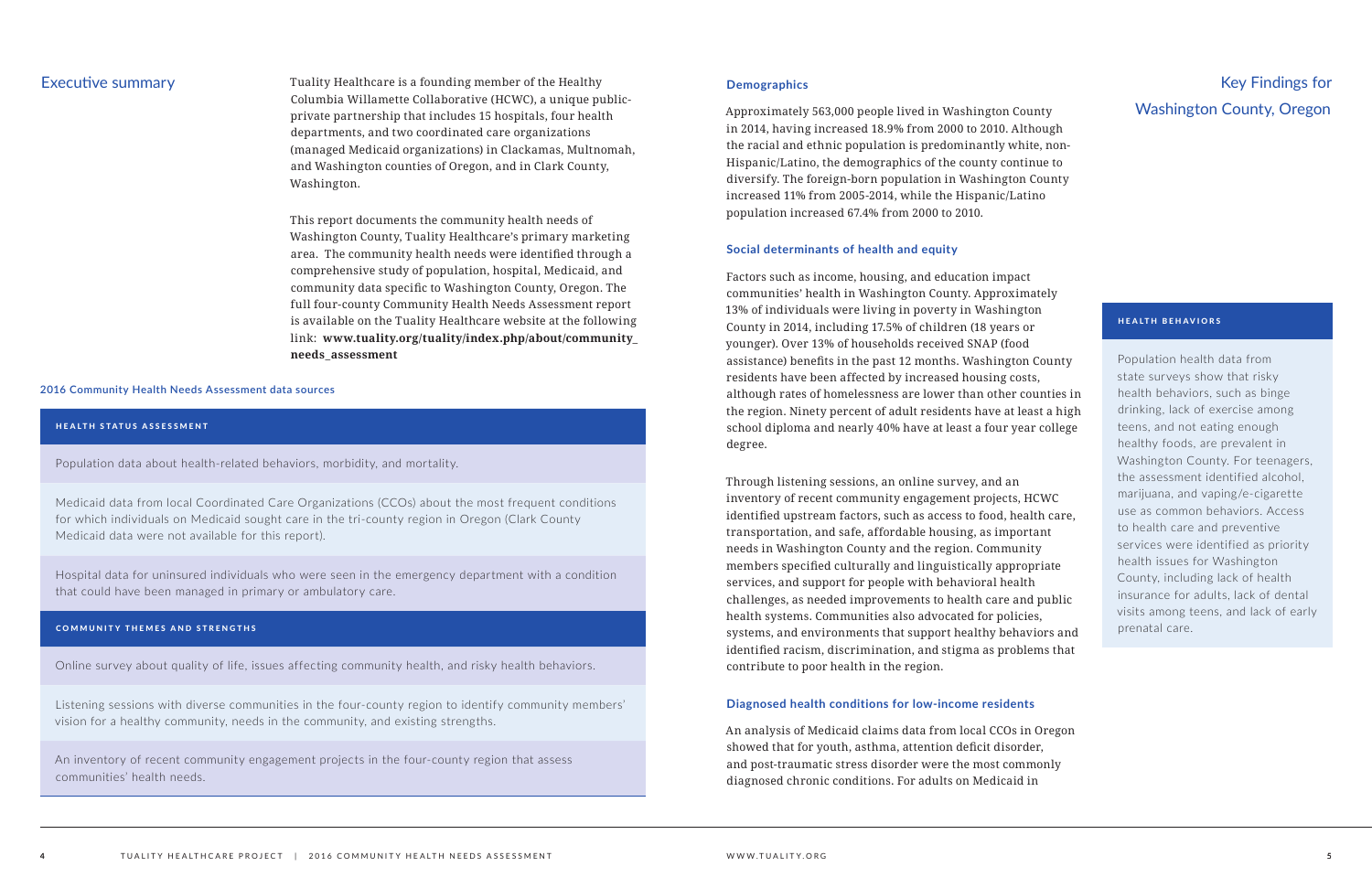## Executive summary

Tuality Healthcare is a founding member of the Healthy Columbia Willamette Collaborative (HCWC), a unique public-private partnership that includes 15 hospitals, four health departments, and two coordinated care organizations (managed Medicaid organizations) in Clackamas, Multnomah, and Washington counties of Oregon, and in Clark County, Washington.

This report documents the community health needs of Washington County, Tuality Healthcare's primary marketing area. The community health needs were identified through a comprehensive study of population, hospital, Medicaid, and community data specific to Washington County, Oregon. The full four-county Community Health Needs Assessment report is available on the Tuality Healthcare website at the following link: **www.tuality.org/tuality/index.php/about/community_needs_assessment**

### 2016 Community Health Needs Assessment data sources

**HEALTH STATUS ASSESSMENT**

- Population data about health-related behaviors, morbidity, and mortality.
- Medicaid data from local Coordinated Care Organizations (CCOs) about the most frequent conditions for which individuals on Medicaid sought care in the tri-county region in Oregon (Clark County Medicaid data were not available for this report).
- Hospital data for uninsured individuals who were seen in the emergency department with a condition that could have been managed in primary or ambulatory care.

**COMMUNITY THEMES AND STRENGTHS**

- Online survey about quality of life, issues affecting community health, and risky health behaviors.
- Listening sessions with diverse communities in the four-county region to identify community members' vision for a healthy community, needs in the community, and existing strengths.
- An inventory of recent community engagement projects in the four-county region that assess communities' health needs.

## Key Findings for Washington County, Oregon

### Demographics

Approximately 563,000 people lived in Washington County in 2014, having increased 18.9% from 2000 to 2010. Although the racial and ethnic population is predominantly white, non-Hispanic/Latino, the demographics of the county continue to diversify. The foreign-born population in Washington County increased 11% from 2005-2014, while the Hispanic/Latino population increased 67.4% from 2000 to 2010.

### Social determinants of health and equity

Factors such as income, housing, and education impact communities' health in Washington County. Approximately 13% of individuals were living in poverty in Washington County in 2014, including 17.5% of children (18 years or younger). Over 13% of households received SNAP (food assistance) benefits in the past 12 months. Washington County residents have been affected by increased housing costs, although rates of homelessness are lower than other counties in the region. Ninety percent of adult residents have at least a high school diploma and nearly 40% have at least a four year college degree.

Through listening sessions, an online survey, and an inventory of recent community engagement projects, HCWC identified upstream factors, such as access to food, health care, transportation, and safe, affordable housing, as important needs in Washington County and the region. Community members specified culturally and linguistically appropriate services, and support for people with behavioral health challenges, as needed improvements to health care and public health systems. Communities also advocated for policies, systems, and environments that support healthy behaviors and identified racism, discrimination, and stigma as problems that contribute to poor health in the region.

### Diagnosed health conditions for low-income residents

An analysis of Medicaid claims data from local CCOs in Oregon showed that for youth, asthma, attention deficit disorder, and post-traumatic stress disorder were the most commonly diagnosed chronic conditions. For adults on Medicaid in

**HEALTH BEHAVIORS**

Population health data from state surveys show that risky health behaviors, such as binge drinking, lack of exercise among teens, and not eating enough healthy foods, are prevalent in Washington County. For teenagers, the assessment identified alcohol, marijuana, and vaping/e-cigarette use as common behaviors. Access to health care and preventive services were identified as priority health issues for Washington County, including lack of health insurance for adults, lack of dental visits among teens, and lack of early prenatal care.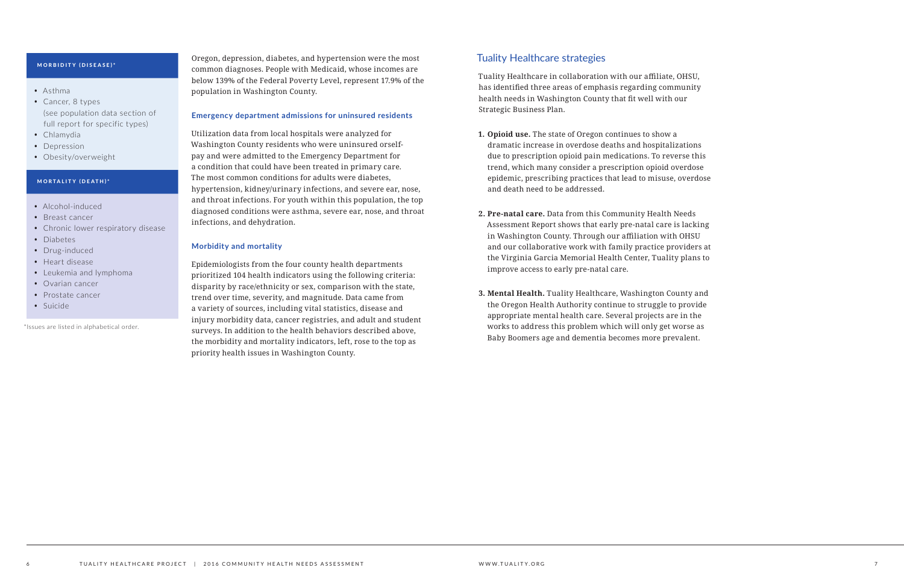**MORBIDITY (DISEASE)***

- Asthma
- Cancer, 8 types (see population data section of full report for specific types)
- Chlamydia
- Depression
- Obesity/overweight

**MORTALITY (DEATH)***

- Alcohol-induced
- Breast cancer
- Chronic lower respiratory disease
- Diabetes
- Drug-induced
- Heart disease
- Leukemia and lymphoma
- Ovarian cancer
- Prostate cancer
- Suicide

*Issues are listed in alphabetical order.

Oregon, depression, diabetes, and hypertension were the most common diagnoses. People with Medicaid, whose incomes are below 139% of the Federal Poverty Level, represent 17.9% of the population in Washington County.

### Emergency department admissions for uninsured residents

Utilization data from local hospitals were analyzed for Washington County residents who were uninsured orself-pay and were admitted to the Emergency Department for a condition that could have been treated in primary care. The most common conditions for adults were diabetes, hypertension, kidney/urinary infections, and severe ear, nose, and throat infections. For youth within this population, the top diagnosed conditions were asthma, severe ear, nose, and throat infections, and dehydration.

### Morbidity and mortality

Epidemiologists from the four county health departments prioritized 104 health indicators using the following criteria: disparity by race/ethnicity or sex, comparison with the state, trend over time, severity, and magnitude. Data came from a variety of sources, including vital statistics, disease and injury morbidity data, cancer registries, and adult and student surveys. In addition to the health behaviors described above, the morbidity and mortality indicators, left, rose to the top as priority health issues in Washington County.

## Tuality Healthcare strategies

Tuality Healthcare in collaboration with our affiliate, OHSU, has identified three areas of emphasis regarding community health needs in Washington County that fit well with our Strategic Business Plan.

1. **Opioid use.** The state of Oregon continues to show a dramatic increase in overdose deaths and hospitalizations due to prescription opioid pain medications. To reverse this trend, which many consider a prescription opioid overdose epidemic, prescribing practices that lead to misuse, overdose and death need to be addressed.

2. **Pre-natal care.** Data from this Community Health Needs Assessment Report shows that early pre-natal care is lacking in Washington County. Through our affiliation with OHSU and our collaborative work with family practice providers at the Virginia Garcia Memorial Health Center, Tuality plans to improve access to early pre-natal care.

3. **Mental Health.** Tuality Healthcare, Washington County and the Oregon Health Authority continue to struggle to provide appropriate mental health care. Several projects are in the works to address this problem which will only get worse as Baby Boomers age and dementia becomes more prevalent.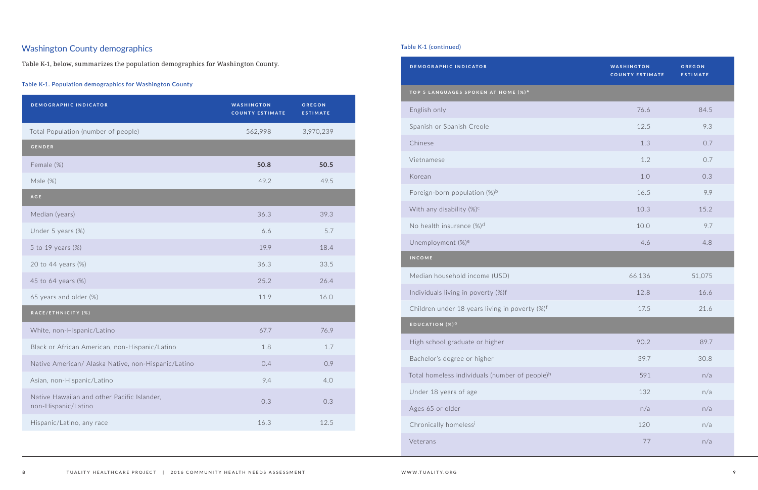## Washington County demographics

Table K-1, below, summarizes the population demographics for Washington County.

**Table K-1. Population demographics for Washington County**

| DEMOGRAPHIC INDICATOR | WASHINGTON COUNTY ESTIMATE | OREGON ESTIMATE |
|---|---|---|
| Total Population (number of people) | 562,998 | 3,970,239 |
| **GENDER** | | |
| Female (%) | **50.8** | **50.5** |
| Male (%) | 49.2 | 49.5 |
| **AGE** | | |
| Median (years) | 36.3 | 39.3 |
| Under 5 years (%) | 6.6 | 5.7 |
| 5 to 19 years (%) | 19.9 | 18.4 |
| 20 to 44 years (%) | 36.3 | 33.5 |
| 45 to 64 years (%) | 25.2 | 26.4 |
| 65 years and older (%) | 11.9 | 16.0 |
| **RACE/ETHNICITY (%)** | | |
| White, non-Hispanic/Latino | 67.7 | 76.9 |
| Black or African American, non-Hispanic/Latino | 1.8 | 1.7 |
| Native American/ Alaska Native, non-Hispanic/Latino | 0.4 | 0.9 |
| Asian, non-Hispanic/Latino | 9.4 | 4.0 |
| Native Hawaiian and other Pacific Islander, non-Hispanic/Latino | 0.3 | 0.3 |
| Hispanic/Latino, any race | 16.3 | 12.5 |
| **TOP 5 LANGUAGES SPOKEN AT HOME (%)[A]** | | |
| English only | 76.6 | 84.5 |
| Spanish or Spanish Creole | 12.5 | 9.3 |
| Chinese | 1.3 | 0.7 |
| Vietnamese | 1.2 | 0.7 |
| Korean | 1.0 | 0.3 |
| Foreign-born population (%)[b] | 16.5 | 9.9 |
| With any disability (%)[c] | 10.3 | 15.2 |
| No health insurance (%)[d] | 10.0 | 9.7 |
| Unemployment (%)[e] | 4.6 | 4.8 |
| **INCOME** | | |
| Median household income (USD) | 66,136 | 51,075 |
| Individuals living in poverty (%)f | 12.8 | 16.6 |
| Children under 18 years living in poverty (%)[f] | 17.5 | 21.6 |
| **EDUCATION (%)[G]** | | |
| High school graduate or higher | 90.2 | 89.7 |
| Bachelor's degree or higher | 39.7 | 30.8 |
| Total homeless individuals (number of people)[h] | 591 | n/a |
| Under 18 years of age | 132 | n/a |
| Ages 65 or older | n/a | n/a |
| Chronically homeless[i] | 120 | n/a |
| Veterans | 77 | n/a |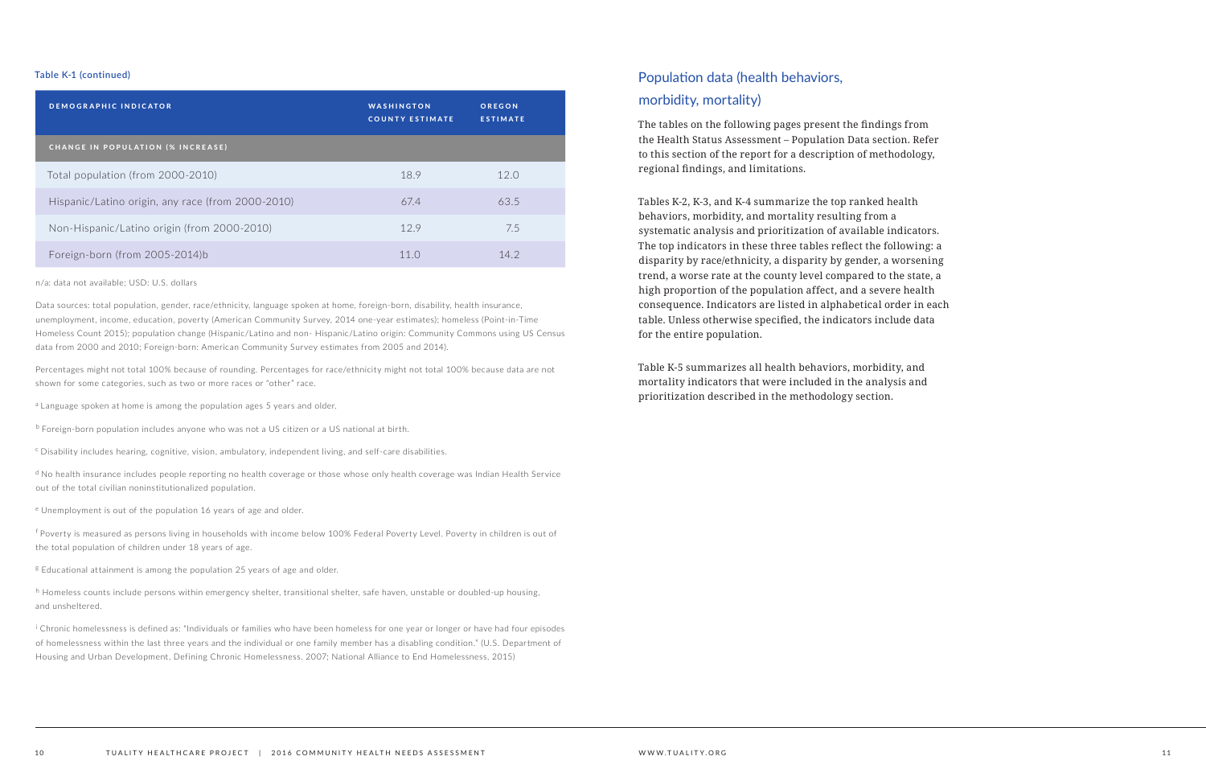**Table K-1 (continued)**

| DEMOGRAPHIC INDICATOR | WASHINGTON COUNTY ESTIMATE | OREGON ESTIMATE |
|---|---|---|
| **CHANGE IN POPULATION (% INCREASE)** | | |
| Total population (from 2000-2010) | 18.9 | 12.0 |
| Hispanic/Latino origin, any race (from 2000-2010) | 67.4 | 63.5 |
| Non-Hispanic/Latino origin (from 2000-2010) | 12.9 | 7.5 |
| Foreign-born (from 2005-2014)b | 11.0 | 14.2 |

n/a: data not available; USD: U.S. dollars

Data sources: total population, gender, race/ethnicity, language spoken at home, foreign-born, disability, health insurance, unemployment, income, education, poverty (American Community Survey, 2014 one-year estimates); homeless (Point-in-Time Homeless Count 2015); population change (Hispanic/Latino and non- Hispanic/Latino origin: Community Commons using US Census data from 2000 and 2010; Foreign-born: American Community Survey estimates from 2005 and 2014).

Percentages might not total 100% because of rounding. Percentages for race/ethnicity might not total 100% because data are not shown for some categories, such as two or more races or "other" race.

[a] Language spoken at home is among the population ages 5 years and older.

[b] Foreign-born population includes anyone who was not a US citizen or a US national at birth.

[c] Disability includes hearing, cognitive, vision, ambulatory, independent living, and self-care disabilities.

[d] No health insurance includes people reporting no health coverage or those whose only health coverage was Indian Health Service out of the total civilian noninstitutionalized population.

[e] Unemployment is out of the population 16 years of age and older.

[f] Poverty is measured as persons living in households with income below 100% Federal Poverty Level. Poverty in children is out of the total population of children under 18 years of age.

[g] Educational attainment is among the population 25 years of age and older.

[h] Homeless counts include persons within emergency shelter, transitional shelter, safe haven, unstable or doubled-up housing, and unsheltered.

[i] Chronic homelessness is defined as: "Individuals or families who have been homeless for one year or longer or have had four episodes of homelessness within the last three years and the individual or one family member has a disabling condition." (U.S. Department of Housing and Urban Development, Defining Chronic Homelessness. 2007; National Alliance to End Homelessness, 2015)

## Population data (health behaviors, morbidity, mortality)

The tables on the following pages present the findings from the Health Status Assessment – Population Data section. Refer to this section of the report for a description of methodology, regional findings, and limitations.

Tables K-2, K-3, and K-4 summarize the top ranked health behaviors, morbidity, and mortality resulting from a systematic analysis and prioritization of available indicators. The top indicators in these three tables reflect the following: a disparity by race/ethnicity, a disparity by gender, a worsening trend, a worse rate at the county level compared to the state, a high proportion of the population affect, and a severe health consequence. Indicators are listed in alphabetical order in each table. Unless otherwise specified, the indicators include data for the entire population.

Table K-5 summarizes all health behaviors, morbidity, and mortality indicators that were included in the analysis and prioritization described in the methodology section.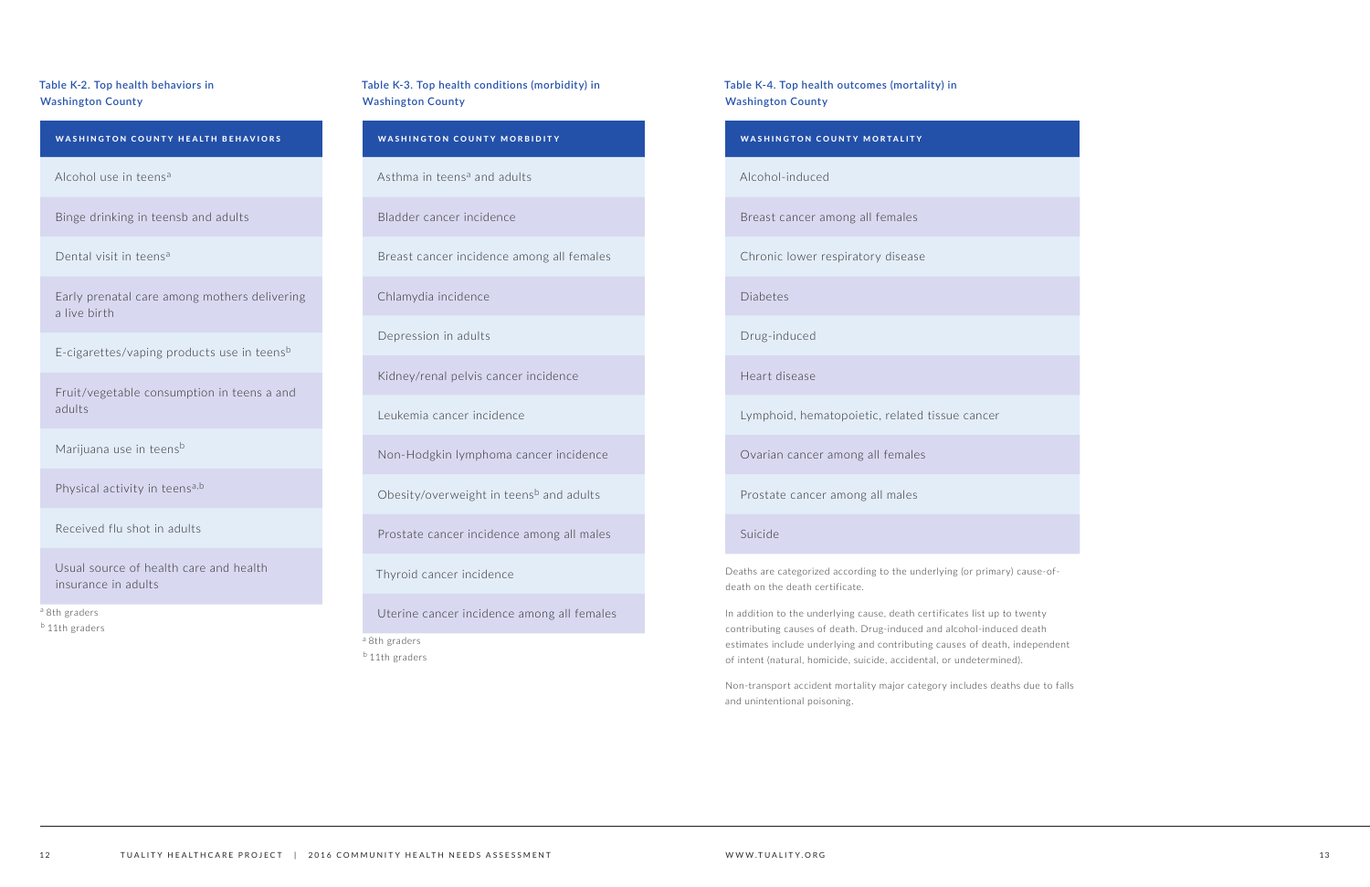Table K-2. Top health behaviors in Washington County

| WASHINGTON COUNTY HEALTH BEHAVIORS |
| --- |
| Alcohol use in teens[a] |
| Binge drinking in teensb and adults |
| Dental visit in teens[a] |
| Early prenatal care among mothers delivering a live birth |
| E-cigarettes/vaping products use in teens[b] |
| Fruit/vegetable consumption in teens a and adults |
| Marijuana use in teens[b] |
| Physical activity in teens[a,b] |
| Received flu shot in adults |
| Usual source of health care and health insurance in adults |

[a] 8th graders
[b] 11th graders

Table K-3. Top health conditions (morbidity) in Washington County

| WASHINGTON COUNTY MORBIDITY |
| --- |
| Asthma in teens[a] and adults |
| Bladder cancer incidence |
| Breast cancer incidence among all females |
| Chlamydia incidence |
| Depression in adults |
| Kidney/renal pelvis cancer incidence |
| Leukemia cancer incidence |
| Non-Hodgkin lymphoma cancer incidence |
| Obesity/overweight in teens[b] and adults |
| Prostate cancer incidence among all males |
| Thyroid cancer incidence |
| Uterine cancer incidence among all females |

[a] 8th graders
[b] 11th graders

Table K-4. Top health outcomes (mortality) in Washington County

| WASHINGTON COUNTY MORTALITY |
| --- |
| Alcohol-induced |
| Breast cancer among all females |
| Chronic lower respiratory disease |
| Diabetes |
| Drug-induced |
| Heart disease |
| Lymphoid, hematopoietic, related tissue cancer |
| Ovarian cancer among all females |
| Prostate cancer among all males |
| Suicide |

Deaths are categorized according to the underlying (or primary) cause-of-death on the death certificate.

In addition to the underlying cause, death certificates list up to twenty contributing causes of death. Drug-induced and alcohol-induced death estimates include underlying and contributing causes of death, independent of intent (natural, homicide, suicide, accidental, or undetermined).

Non-transport accident mortality major category includes deaths due to falls and unintentional poisoning.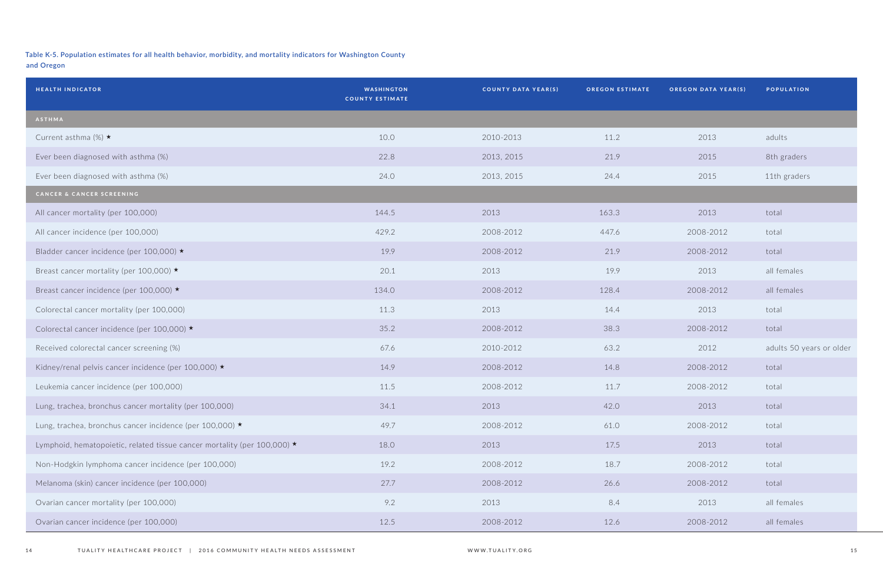Table K-5. Population estimates for all health behavior, morbidity, and mortality indicators for Washington County and Oregon

| HEALTH INDICATOR | WASHINGTON COUNTY ESTIMATE | COUNTY DATA YEAR(S) | OREGON ESTIMATE | OREGON DATA YEAR(S) | POPULATION |
|---|---|---|---|---|---|
| **ASTHMA** | | | | | |
| Current asthma (%) ★ | 10.0 | 2010-2013 | 11.2 | 2013 | adults |
| Ever been diagnosed with asthma (%) | 22.8 | 2013, 2015 | 21.9 | 2015 | 8th graders |
| Ever been diagnosed with asthma (%) | 24.0 | 2013, 2015 | 24.4 | 2015 | 11th graders |
| **CANCER & CANCER SCREENING** | | | | | |
| All cancer mortality (per 100,000) | 144.5 | 2013 | 163.3 | 2013 | total |
| All cancer incidence (per 100,000) | 429.2 | 2008-2012 | 447.6 | 2008-2012 | total |
| Bladder cancer incidence (per 100,000) ★ | 19.9 | 2008-2012 | 21.9 | 2008-2012 | total |
| Breast cancer mortality (per 100,000) ★ | 20.1 | 2013 | 19.9 | 2013 | all females |
| Breast cancer incidence (per 100,000) ★ | 134.0 | 2008-2012 | 128.4 | 2008-2012 | all females |
| Colorectal cancer mortality (per 100,000) | 11.3 | 2013 | 14.4 | 2013 | total |
| Colorectal cancer incidence (per 100,000) ★ | 35.2 | 2008-2012 | 38.3 | 2008-2012 | total |
| Received colorectal cancer screening (%) | 67.6 | 2010-2012 | 63.2 | 2012 | adults 50 years or older |
| Kidney/renal pelvis cancer incidence (per 100,000) ★ | 14.9 | 2008-2012 | 14.8 | 2008-2012 | total |
| Leukemia cancer incidence (per 100,000) | 11.5 | 2008-2012 | 11.7 | 2008-2012 | total |
| Lung, trachea, bronchus cancer mortality (per 100,000) | 34.1 | 2013 | 42.0 | 2013 | total |
| Lung, trachea, bronchus cancer incidence (per 100,000) ★ | 49.7 | 2008-2012 | 61.0 | 2008-2012 | total |
| Lymphoid, hematopoietic, related tissue cancer mortality (per 100,000) ★ | 18.0 | 2013 | 17.5 | 2013 | total |
| Non-Hodgkin lymphoma cancer incidence (per 100,000) | 19.2 | 2008-2012 | 18.7 | 2008-2012 | total |
| Melanoma (skin) cancer incidence (per 100,000) | 27.7 | 2008-2012 | 26.6 | 2008-2012 | total |
| Ovarian cancer mortality (per 100,000) | 9.2 | 2013 | 8.4 | 2013 | all females |
| Ovarian cancer incidence (per 100,000) | 12.5 | 2008-2012 | 12.6 | 2008-2012 | all females |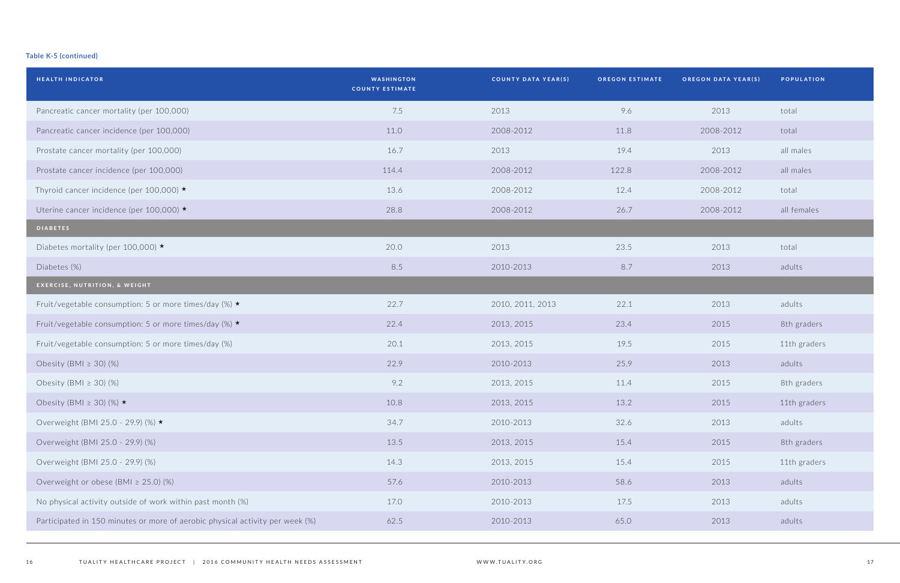**Table K-5 (continued)**

| HEALTH INDICATOR | WASHINGTON COUNTY ESTIMATE | COUNTY DATA YEAR(S) | OREGON ESTIMATE | OREGON DATA YEAR(S) | POPULATION |
|---|---|---|---|---|---|
| Pancreatic cancer mortality (per 100,000) | 7.5 | 2013 | 9.6 | 2013 | total |
| Pancreatic cancer incidence (per 100,000) | 11.0 | 2008-2012 | 11.8 | 2008-2012 | total |
| Prostate cancer mortality (per 100,000) | 16.7 | 2013 | 19.4 | 2013 | all males |
| Prostate cancer incidence (per 100,000) | 114.4 | 2008-2012 | 122.8 | 2008-2012 | all males |
| Thyroid cancer incidence (per 100,000) ★ | 13.6 | 2008-2012 | 12.4 | 2008-2012 | total |
| Uterine cancer incidence (per 100,000) ★ | 28.8 | 2008-2012 | 26.7 | 2008-2012 | all females |
| **DIABETES** | | | | | |
| Diabetes mortality (per 100,000) ★ | 20.0 | 2013 | 23.5 | 2013 | total |
| Diabetes (%) | 8.5 | 2010-2013 | 8.7 | 2013 | adults |
| **EXERCISE, NUTRITION, & WEIGHT** | | | | | |
| Fruit/vegetable consumption: 5 or more times/day (%) ★ | 22.7 | 2010, 2011, 2013 | 22.1 | 2013 | adults |
| Fruit/vegetable consumption: 5 or more times/day (%) ★ | 22.4 | 2013, 2015 | 23.4 | 2015 | 8th graders |
| Fruit/vegetable consumption: 5 or more times/day (%) | 20.1 | 2013, 2015 | 19.5 | 2015 | 11th graders |
| Obesity (BMI ≥ 30) (%) | 22.9 | 2010-2013 | 25.9 | 2013 | adults |
| Obesity (BMI ≥ 30) (%) | 9.2 | 2013, 2015 | 11.4 | 2015 | 8th graders |
| Obesity (BMI ≥ 30) (%) ★ | 10.8 | 2013, 2015 | 13.2 | 2015 | 11th graders |
| Overweight (BMI 25.0 - 29.9) (%) ★ | 34.7 | 2010-2013 | 32.6 | 2013 | adults |
| Overweight (BMI 25.0 - 29.9) (%) | 13.5 | 2013, 2015 | 15.4 | 2015 | 8th graders |
| Overweight (BMI 25.0 - 29.9) (%) | 14.3 | 2013, 2015 | 15.4 | 2015 | 11th graders |
| Overweight or obese (BMI ≥ 25.0) (%) | 57.6 | 2010-2013 | 58.6 | 2013 | adults |
| No physical activity outside of work within past month (%) | 17.0 | 2010-2013 | 17.5 | 2013 | adults |
| Participated in 150 minutes or more of aerobic physical activity per week (%) | 62.5 | 2010-2013 | 65.0 | 2013 | adults |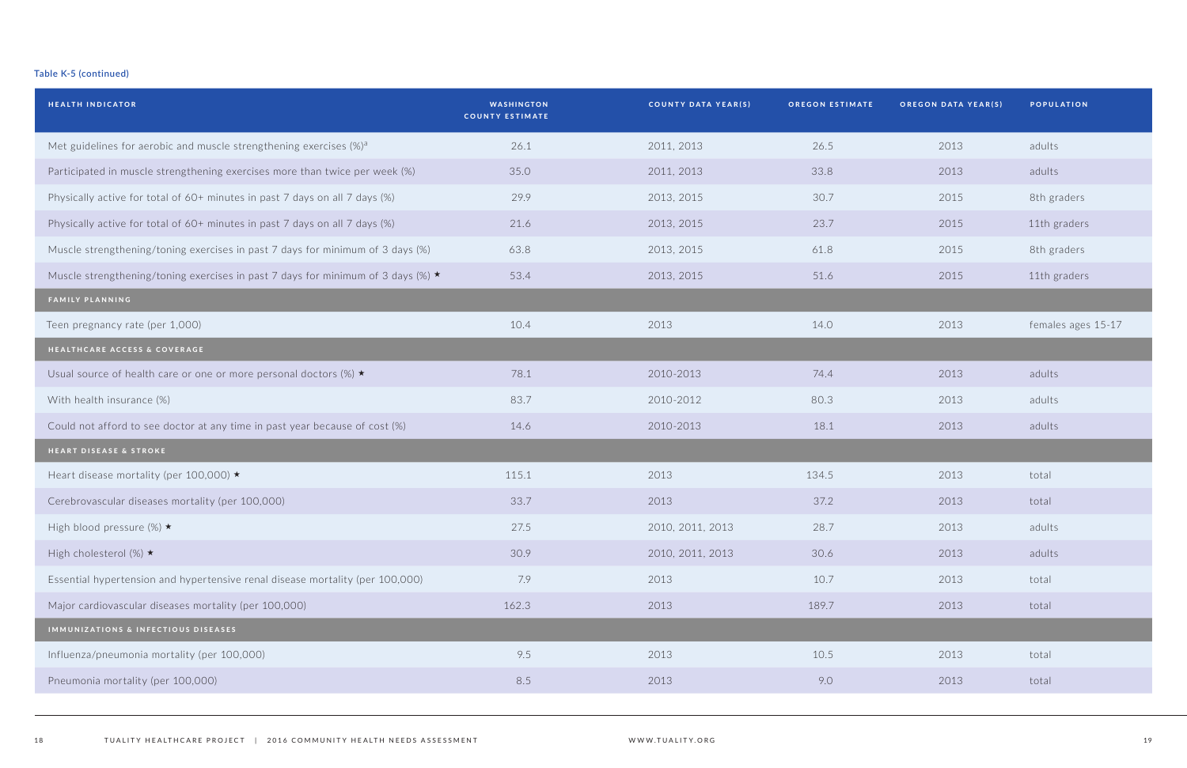**Table K-5 (continued)**

| HEALTH INDICATOR | WASHINGTON COUNTY ESTIMATE | COUNTY DATA YEAR(S) | OREGON ESTIMATE | OREGON DATA YEAR(S) | POPULATION |
|---|---|---|---|---|---|
| Met guidelines for aerobic and muscle strengthening exercises (%)[a] | 26.1 | 2011, 2013 | 26.5 | 2013 | adults |
| Participated in muscle strengthening exercises more than twice per week (%) | 35.0 | 2011, 2013 | 33.8 | 2013 | adults |
| Physically active for total of 60+ minutes in past 7 days on all 7 days (%) | 29.9 | 2013, 2015 | 30.7 | 2015 | 8th graders |
| Physically active for total of 60+ minutes in past 7 days on all 7 days (%) | 21.6 | 2013, 2015 | 23.7 | 2015 | 11th graders |
| Muscle strengthening/toning exercises in past 7 days for minimum of 3 days (%) | 63.8 | 2013, 2015 | 61.8 | 2015 | 8th graders |
| Muscle strengthening/toning exercises in past 7 days for minimum of 3 days (%) ★ | 53.4 | 2013, 2015 | 51.6 | 2015 | 11th graders |
| **FAMILY PLANNING** | | | | | |
| Teen pregnancy rate (per 1,000) | 10.4 | 2013 | 14.0 | 2013 | females ages 15-17 |
| **HEALTHCARE ACCESS & COVERAGE** | | | | | |
| Usual source of health care or one or more personal doctors (%) ★ | 78.1 | 2010-2013 | 74.4 | 2013 | adults |
| With health insurance (%) | 83.7 | 2010-2012 | 80.3 | 2013 | adults |
| Could not afford to see doctor at any time in past year because of cost (%) | 14.6 | 2010-2013 | 18.1 | 2013 | adults |
| **HEART DISEASE & STROKE** | | | | | |
| Heart disease mortality (per 100,000) ★ | 115.1 | 2013 | 134.5 | 2013 | total |
| Cerebrovascular diseases mortality (per 100,000) | 33.7 | 2013 | 37.2 | 2013 | total |
| High blood pressure (%) ★ | 27.5 | 2010, 2011, 2013 | 28.7 | 2013 | adults |
| High cholesterol (%) ★ | 30.9 | 2010, 2011, 2013 | 30.6 | 2013 | adults |
| Essential hypertension and hypertensive renal disease mortality (per 100,000) | 7.9 | 2013 | 10.7 | 2013 | total |
| Major cardiovascular diseases mortality (per 100,000) | 162.3 | 2013 | 189.7 | 2013 | total |
| **IMMUNIZATIONS & INFECTIOUS DISEASES** | | | | | |
| Influenza/pneumonia mortality (per 100,000) | 9.5 | 2013 | 10.5 | 2013 | total |
| Pneumonia mortality (per 100,000) | 8.5 | 2013 | 9.0 | 2013 | total |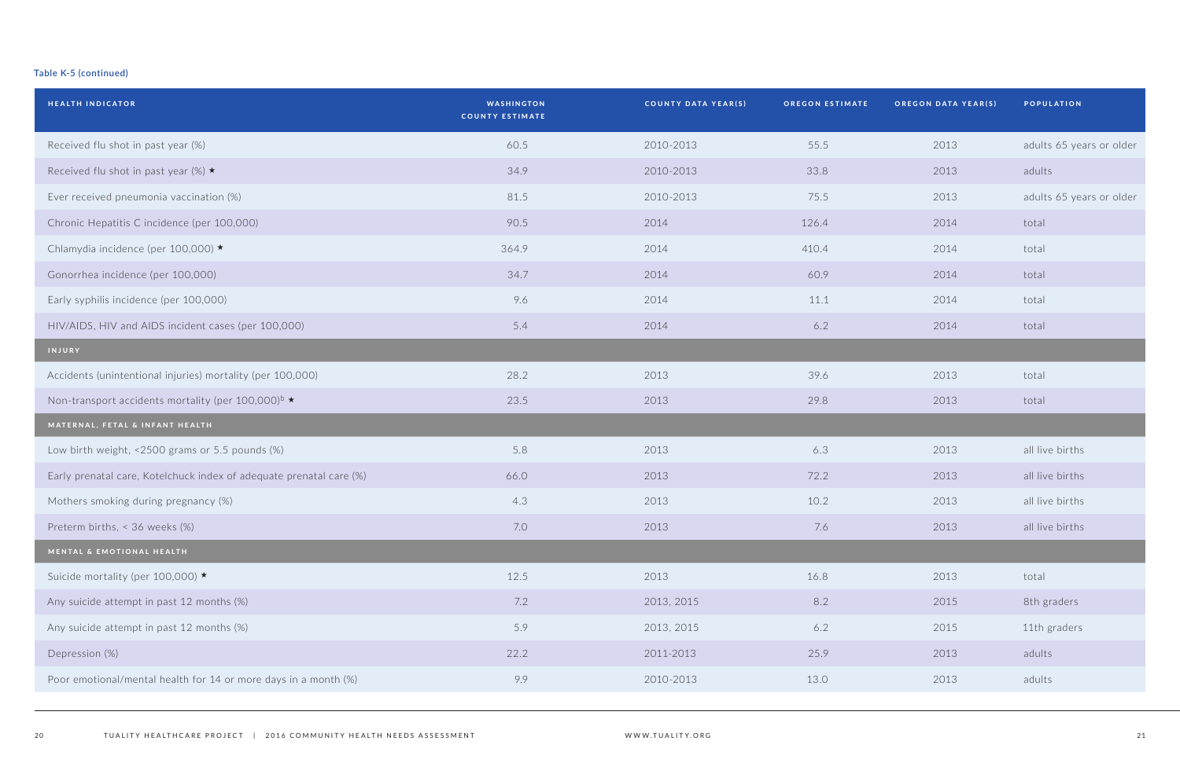**Table K-5 (continued)**

| HEALTH INDICATOR | WASHINGTON COUNTY ESTIMATE | COUNTY DATA YEAR(S) | OREGON ESTIMATE | OREGON DATA YEAR(S) | POPULATION |
|---|---|---|---|---|---|
| Received flu shot in past year (%) | 60.5 | 2010-2013 | 55.5 | 2013 | adults 65 years or older |
| Received flu shot in past year (%) ★ | 34.9 | 2010-2013 | 33.8 | 2013 | adults |
| Ever received pneumonia vaccination (%) | 81.5 | 2010-2013 | 75.5 | 2013 | adults 65 years or older |
| Chronic Hepatitis C incidence (per 100,000) | 90.5 | 2014 | 126.4 | 2014 | total |
| Chlamydia incidence (per 100,000) ★ | 364.9 | 2014 | 410.4 | 2014 | total |
| Gonorrhea incidence (per 100,000) | 34.7 | 2014 | 60.9 | 2014 | total |
| Early syphilis incidence (per 100,000) | 9.6 | 2014 | 11.1 | 2014 | total |
| HIV/AIDS, HIV and AIDS incident cases (per 100,000) | 5.4 | 2014 | 6.2 | 2014 | total |
| **INJURY** | | | | | |
| Accidents (unintentional injuries) mortality (per 100,000) | 28.2 | 2013 | 39.6 | 2013 | total |
| Non-transport accidents mortality (per 100,000)[b] ★ | 23.5 | 2013 | 29.8 | 2013 | total |
| **MATERNAL, FETAL & INFANT HEALTH** | | | | | |
| Low birth weight, <2500 grams or 5.5 pounds (%) | 5.8 | 2013 | 6.3 | 2013 | all live births |
| Early prenatal care, Kotelchuck index of adequate prenatal care (%) | 66.0 | 2013 | 72.2 | 2013 | all live births |
| Mothers smoking during pregnancy (%) | 4.3 | 2013 | 10.2 | 2013 | all live births |
| Preterm births, < 36 weeks (%) | 7.0 | 2013 | 7.6 | 2013 | all live births |
| **MENTAL & EMOTIONAL HEALTH** | | | | | |
| Suicide mortality (per 100,000) ★ | 12.5 | 2013 | 16.8 | 2013 | total |
| Any suicide attempt in past 12 months (%) | 7.2 | 2013, 2015 | 8.2 | 2015 | 8th graders |
| Any suicide attempt in past 12 months (%) | 5.9 | 2013, 2015 | 6.2 | 2015 | 11th graders |
| Depression (%) | 22.2 | 2011-2013 | 25.9 | 2013 | adults |
| Poor emotional/mental health for 14 or more days in a month (%) | 9.9 | 2010-2013 | 13.0 | 2013 | adults |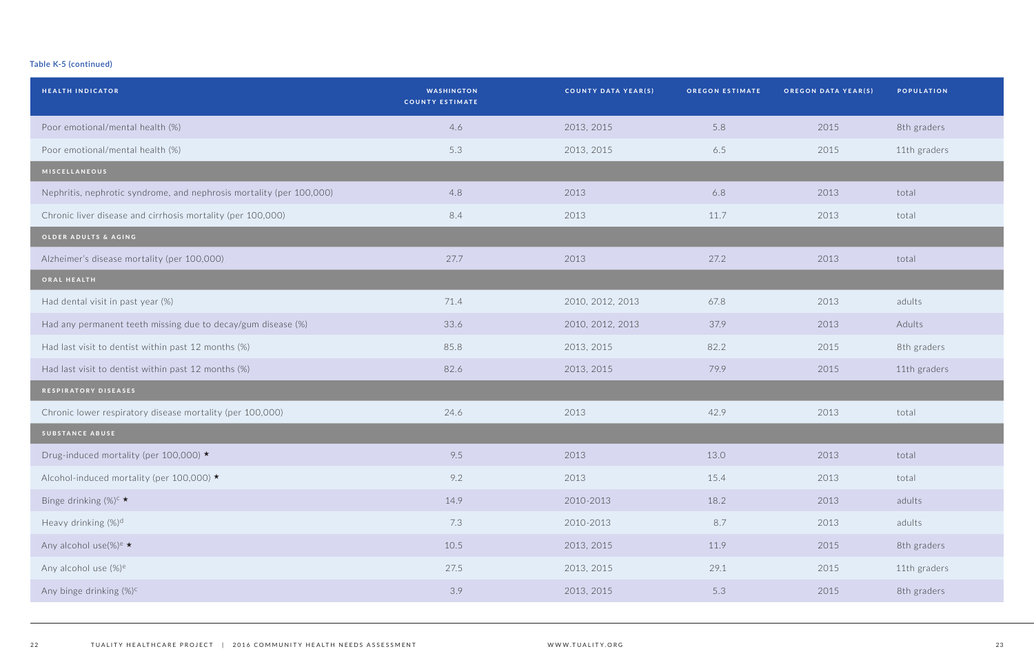**Table K-5 (continued)**

| HEALTH INDICATOR | WASHINGTON COUNTY ESTIMATE | COUNTY DATA YEAR(S) | OREGON ESTIMATE | OREGON DATA YEAR(S) | POPULATION |
|---|---|---|---|---|---|
| Poor emotional/mental health (%) | 4.6 | 2013, 2015 | 5.8 | 2015 | 8th graders |
| Poor emotional/mental health (%) | 5.3 | 2013, 2015 | 6.5 | 2015 | 11th graders |
| **MISCELLANEOUS** | | | | | |
| Nephritis, nephrotic syndrome, and nephrosis mortality (per 100,000) | 4.8 | 2013 | 6.8 | 2013 | total |
| Chronic liver disease and cirrhosis mortality (per 100,000) | 8.4 | 2013 | 11.7 | 2013 | total |
| **OLDER ADULTS & AGING** | | | | | |
| Alzheimer's disease mortality (per 100,000) | 27.7 | 2013 | 27.2 | 2013 | total |
| **ORAL HEALTH** | | | | | |
| Had dental visit in past year (%) | 71.4 | 2010, 2012, 2013 | 67.8 | 2013 | adults |
| Had any permanent teeth missing due to decay/gum disease (%) | 33.6 | 2010, 2012, 2013 | 37.9 | 2013 | Adults |
| Had last visit to dentist within past 12 months (%) | 85.8 | 2013, 2015 | 82.2 | 2015 | 8th graders |
| Had last visit to dentist within past 12 months (%) | 82.6 | 2013, 2015 | 79.9 | 2015 | 11th graders |
| **RESPIRATORY DISEASES** | | | | | |
| Chronic lower respiratory disease mortality (per 100,000) | 24.6 | 2013 | 42.9 | 2013 | total |
| **SUBSTANCE ABUSE** | | | | | |
| Drug-induced mortality (per 100,000) ★ | 9.5 | 2013 | 13.0 | 2013 | total |
| Alcohol-induced mortality (per 100,000) ★ | 9.2 | 2013 | 15.4 | 2013 | total |
| Binge drinking (%)[c] ★ | 14.9 | 2010-2013 | 18.2 | 2013 | adults |
| Heavy drinking (%)[d] | 7.3 | 2010-2013 | 8.7 | 2013 | adults |
| Any alcohol use(%)[e] ★ | 10.5 | 2013, 2015 | 11.9 | 2015 | 8th graders |
| Any alcohol use (%)[e] | 27.5 | 2013, 2015 | 29.1 | 2015 | 11th graders |
| Any binge drinking (%)[c] | 3.9 | 2013, 2015 | 5.3 | 2015 | 8th graders |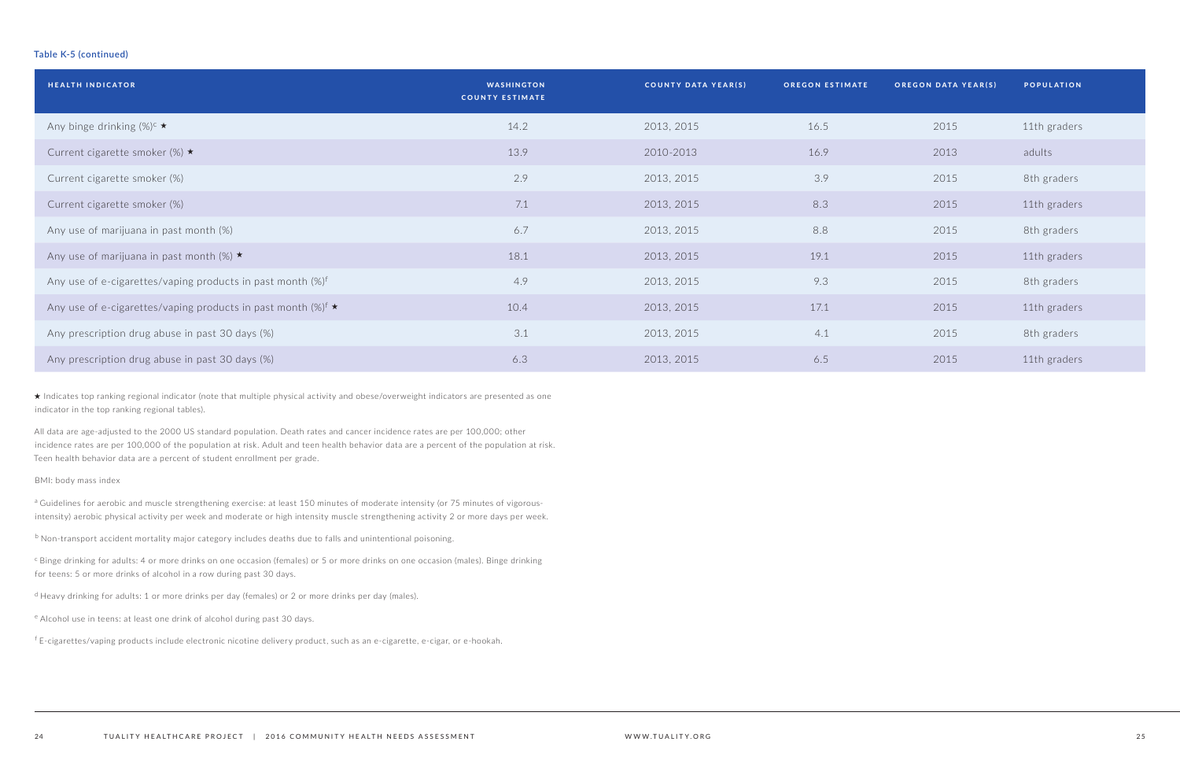**Table K-5 (continued)**

| HEALTH INDICATOR | WASHINGTON COUNTY ESTIMATE | COUNTY DATA YEAR(S) | OREGON ESTIMATE | OREGON DATA YEAR(S) | POPULATION |
|---|---|---|---|---|---|
| Any binge drinking (%)[c] ★ | 14.2 | 2013, 2015 | 16.5 | 2015 | 11th graders |
| Current cigarette smoker (%) ★ | 13.9 | 2010-2013 | 16.9 | 2013 | adults |
| Current cigarette smoker (%) | 2.9 | 2013, 2015 | 3.9 | 2015 | 8th graders |
| Current cigarette smoker (%) | 7.1 | 2013, 2015 | 8.3 | 2015 | 11th graders |
| Any use of marijuana in past month (%) | 6.7 | 2013, 2015 | 8.8 | 2015 | 8th graders |
| Any use of marijuana in past month (%) ★ | 18.1 | 2013, 2015 | 19.1 | 2015 | 11th graders |
| Any use of e-cigarettes/vaping products in past month (%)[f] | 4.9 | 2013, 2015 | 9.3 | 2015 | 8th graders |
| Any use of e-cigarettes/vaping products in past month (%)[f] ★ | 10.4 | 2013, 2015 | 17.1 | 2015 | 11th graders |
| Any prescription drug abuse in past 30 days (%) | 3.1 | 2013, 2015 | 4.1 | 2015 | 8th graders |
| Any prescription drug abuse in past 30 days (%) | 6.3 | 2013, 2015 | 6.5 | 2015 | 11th graders |

★ Indicates top ranking regional indicator (note that multiple physical activity and obese/overweight indicators are presented as one indicator in the top ranking regional tables).

All data are age-adjusted to the 2000 US standard population. Death rates and cancer incidence rates are per 100,000; other incidence rates are per 100,000 of the population at risk. Adult and teen health behavior data are a percent of the population at risk. Teen health behavior data are a percent of student enrollment per grade.

BMI: body mass index

[a] Guidelines for aerobic and muscle strengthening exercise: at least 150 minutes of moderate intensity (or 75 minutes of vigorous-intensity) aerobic physical activity per week and moderate or high intensity muscle strengthening activity 2 or more days per week.

[b] Non-transport accident mortality major category includes deaths due to falls and unintentional poisoning.

[c] Binge drinking for adults: 4 or more drinks on one occasion (females) or 5 or more drinks on one occasion (males). Binge drinking for teens: 5 or more drinks of alcohol in a row during past 30 days.

[d] Heavy drinking for adults: 1 or more drinks per day (females) or 2 or more drinks per day (males).

[e] Alcohol use in teens: at least one drink of alcohol during past 30 days.

[f] E-cigarettes/vaping products include electronic nicotine delivery product, such as an e-cigarette, e-cigar, or e-hookah.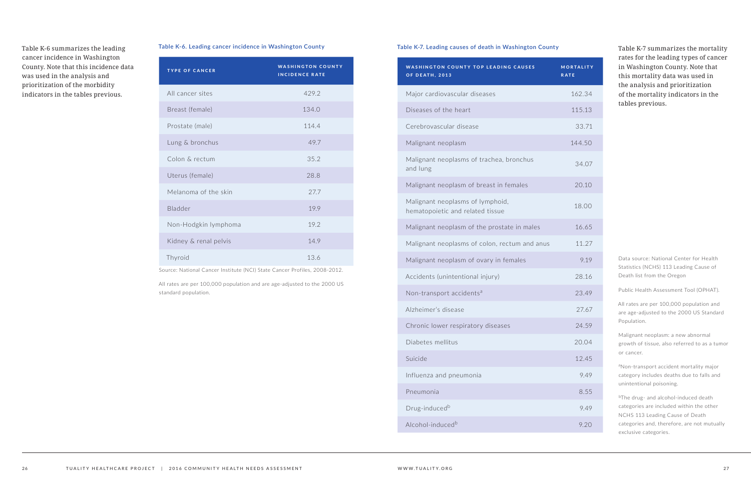Table K-6 summarizes the leading cancer incidence in Washington County. Note that this incidence data was used in the analysis and prioritization of the morbidity indicators in the tables previous.

**Table K-6. Leading cancer incidence in Washington County**

| TYPE OF CANCER | WASHINGTON COUNTY INCIDENCE RATE |
|---|---|
| All cancer sites | 429.2 |
| Breast (female) | 134.0 |
| Prostate (male) | 114.4 |
| Lung & bronchus | 49.7 |
| Colon & rectum | 35.2 |
| Uterus (female) | 28.8 |
| Melanoma of the skin | 27.7 |
| Bladder | 19.9 |
| Non-Hodgkin lymphoma | 19.2 |
| Kidney & renal pelvis | 14.9 |
| Thyroid | 13.6 |

Source: National Cancer Institute (NCI) State Cancer Profiles, 2008-2012.

All rates are per 100,000 population and are age-adjusted to the 2000 US standard population.

**Table K-7. Leading causes of death in Washington County**

| WASHINGTON COUNTY TOP LEADING CAUSES OF DEATH, 2013 | MORTALITY RATE |
|---|---|
| Major cardiovascular diseases | 162.34 |
| Diseases of the heart | 115.13 |
| Cerebrovascular disease | 33.71 |
| Malignant neoplasm | 144.50 |
| Malignant neoplasms of trachea, bronchus and lung | 34.07 |
| Malignant neoplasm of breast in females | 20.10 |
| Malignant neoplasms of lymphoid, hematopoietic and related tissue | 18.00 |
| Malignant neoplasm of the prostate in males | 16.65 |
| Malignant neoplasms of colon, rectum and anus | 11.27 |
| Malignant neoplasm of ovary in females | 9.19 |
| Accidents (unintentional injury) | 28.16 |
| Non-transport accidents[a] | 23.49 |
| Alzheimer's disease | 27.67 |
| Chronic lower respiratory diseases | 24.59 |
| Diabetes mellitus | 20.04 |
| Suicide | 12.45 |
| Influenza and pneumonia | 9.49 |
| Pneumonia | 8.55 |
| Drug-induced[b] | 9.49 |
| Alcohol-induced[b] | 9.20 |

Table K-7 summarizes the mortality rates for the leading types of cancer in Washington County. Note that this mortality data was used in the analysis and prioritization of the mortality indicators in the tables previous.

Data source: National Center for Health Statistics (NCHS) 113 Leading Cause of Death list from the Oregon

Public Health Assessment Tool (OPHAT).

All rates are per 100,000 population and are age-adjusted to the 2000 US Standard Population.

Malignant neoplasm: a new abnormal growth of tissue, also referred to as a tumor or cancer.

[a]Non-transport accident mortality major category includes deaths due to falls and unintentional poisoning.

[b]The drug- and alcohol-induced death categories are included within the other NCHS 113 Leading Cause of Death categories and, therefore, are not mutually exclusive categories.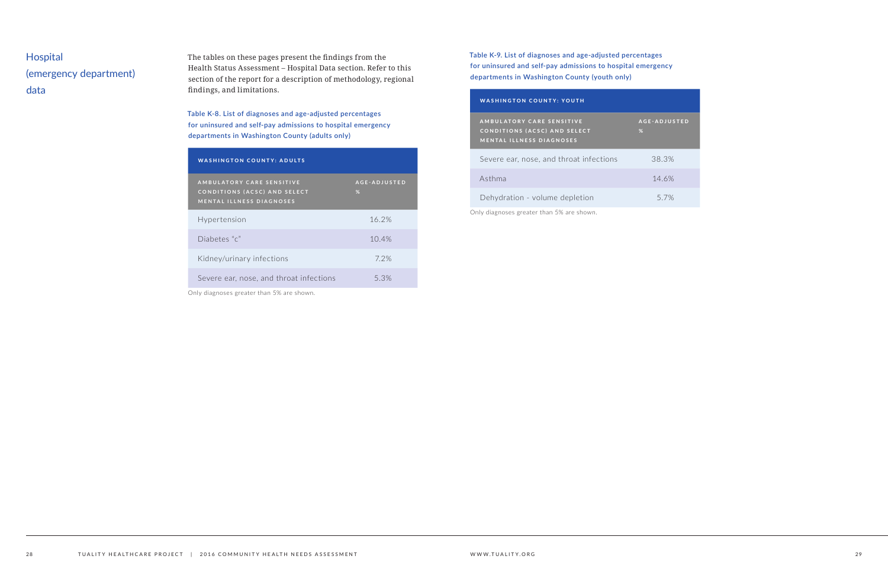## Hospital (emergency department) data

The tables on these pages present the findings from the Health Status Assessment – Hospital Data section. Refer to this section of the report for a description of methodology, regional findings, and limitations.

Table K-8. List of diagnoses and age-adjusted percentages for uninsured and self-pay admissions to hospital emergency departments in Washington County (adults only)

| WASHINGTON COUNTY: ADULTS | |
|---|---|
| AMBULATORY CARE SENSITIVE CONDITIONS (ACSC) AND SELECT MENTAL ILLNESS DIAGNOSES | AGE-ADJUSTED % |
| Hypertension | 16.2% |
| Diabetes "c" | 10.4% |
| Kidney/urinary infections | 7.2% |
| Severe ear, nose, and throat infections | 5.3% |

Only diagnoses greater than 5% are shown.

Table K-9. List of diagnoses and age-adjusted percentages for uninsured and self-pay admissions to hospital emergency departments in Washington County (youth only)

| WASHINGTON COUNTY: YOUTH | |
|---|---|
| AMBULATORY CARE SENSITIVE CONDITIONS (ACSC) AND SELECT MENTAL ILLNESS DIAGNOSES | AGE-ADJUSTED % |
| Severe ear, nose, and throat infections | 38.3% |
| Asthma | 14.6% |
| Dehydration - volume depletion | 5.7% |

Only diagnoses greater than 5% are shown.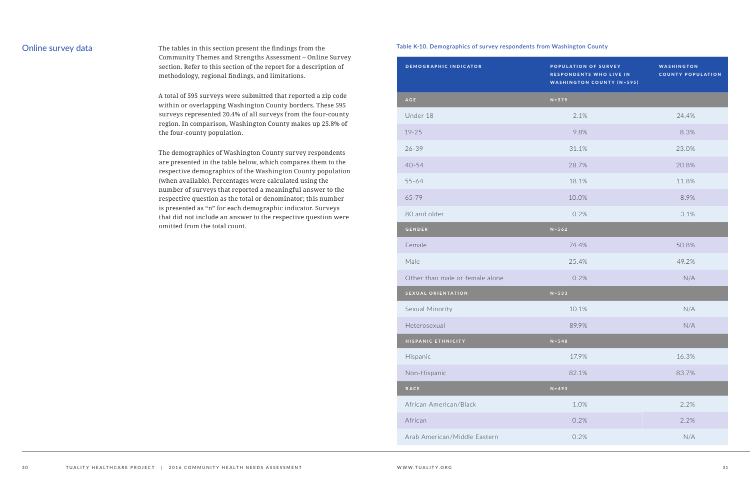## Online survey data

The tables in this section present the findings from the Community Themes and Strengths Assessment – Online Survey section. Refer to this section of the report for a description of methodology, regional findings, and limitations.

A total of 595 surveys were submitted that reported a zip code within or overlapping Washington County borders. These 595 surveys represented 20.4% of all surveys from the four-county region. In comparison, Washington County makes up 25.8% of the four-county population.

The demographics of Washington County survey respondents are presented in the table below, which compares them to the respective demographics of the Washington County population (when available). Percentages were calculated using the number of surveys that reported a meaningful answer to the respective question as the total or denominator; this number is presented as "n" for each demographic indicator. Surveys that did not include an answer to the respective question were omitted from the total count.

**Table K-10. Demographics of survey respondents from Washington County**

| DEMOGRAPHIC INDICATOR | POPULATION OF SURVEY RESPONDENTS WHO LIVE IN WASHINGTON COUNTY (N=595) | WASHINGTON COUNTY POPULATION |
|---|---|---|
| **AGE** | **N=579** | |
| Under 18 | 2.1% | 24.4% |
| 19-25 | 9.8% | 8.3% |
| 26-39 | 31.1% | 23.0% |
| 40-54 | 28.7% | 20.8% |
| 55-64 | 18.1% | 11.8% |
| 65-79 | 10.0% | 8.9% |
| 80 and older | 0.2% | 3.1% |
| **GENDER** | **N=562** | |
| Female | 74.4% | 50.8% |
| Male | 25.4% | 49.2% |
| Other than male or female alone | 0.2% | N/A |
| **SEXUAL ORIENTATION** | **N=533** | |
| Sexual Minority | 10.1% | N/A |
| Heterosexual | 89.9% | N/A |
| **HISPANIC ETHNICITY** | **N=548** | |
| Hispanic | 17.9% | 16.3% |
| Non-Hispanic | 82.1% | 83.7% |
| **RACE** | **N=493** | |
| African American/Black | 1.0% | 2.2% |
| African | 0.2% | 2.2% |
| Arab American/Middle Eastern | 0.2% | N/A |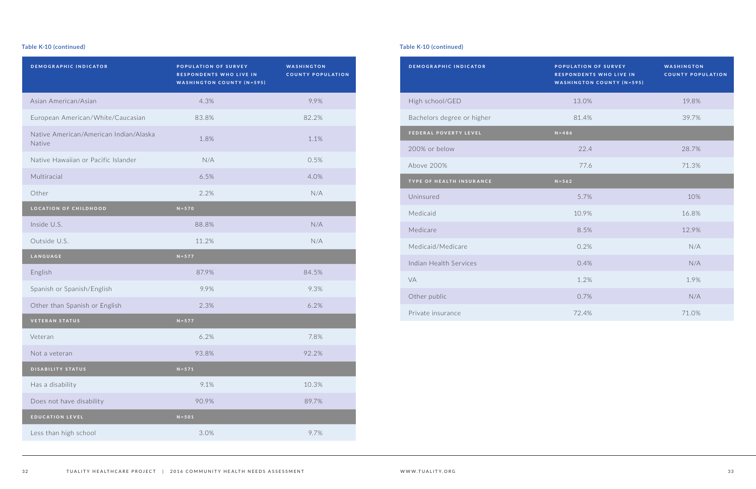Table K-10 (continued)

| DEMOGRAPHIC INDICATOR | POPULATION OF SURVEY RESPONDENTS WHO LIVE IN WASHINGTON COUNTY (N=595) | WASHINGTON COUNTY POPULATION |
|---|---|---|
| Asian American/Asian | 4.3% | 9.9% |
| European American/White/Caucasian | 83.8% | 82.2% |
| Native American/American Indian/Alaska Native | 1.8% | 1.1% |
| Native Hawaiian or Pacific Islander | N/A | 0.5% |
| Multiracial | 6.5% | 4.0% |
| Other | 2.2% | N/A |
| **LOCATION OF CHILDHOOD** | **N=570** | |
| Inside U.S. | 88.8% | N/A |
| Outside U.S. | 11.2% | N/A |
| **LANGUAGE** | **N=577** | |
| English | 87.9% | 84.5% |
| Spanish or Spanish/English | 9.9% | 9.3% |
| Other than Spanish or English | 2.3% | 6.2% |
| **VETERAN STATUS** | **N=577** | |
| Veteran | 6.2% | 7.8% |
| Not a veteran | 93.8% | 92.2% |
| **DISABILITY STATUS** | **N=571** | |
| Has a disability | 9.1% | 10.3% |
| Does not have disability | 90.9% | 89.7% |
| **EDUCATION LEVEL** | **N=501** | |
| Less than high school | 3.0% | 9.7% |

Table K-10 (continued)

| DEMOGRAPHIC INDICATOR | POPULATION OF SURVEY RESPONDENTS WHO LIVE IN WASHINGTON COUNTY (N=595) | WASHINGTON COUNTY POPULATION |
|---|---|---|
| High school/GED | 13.0% | 19.8% |
| Bachelors degree or higher | 81.4% | 39.7% |
| **FEDERAL POVERTY LEVEL** | **N=486** | |
| 200% or below | 22.4 | 28.7% |
| Above 200% | 77.6 | 71.3% |
| **TYPE OF HEALTH INSURANCE** | **N=562** | |
| Uninsured | 5.7% | 10% |
| Medicaid | 10.9% | 16.8% |
| Medicare | 8.5% | 12.9% |
| Medicaid/Medicare | 0.2% | N/A |
| Indian Health Services | 0.4% | N/A |
| VA | 1.2% | 1.9% |
| Other public | 0.7% | N/A |
| Private insurance | 72.4% | 71.0% |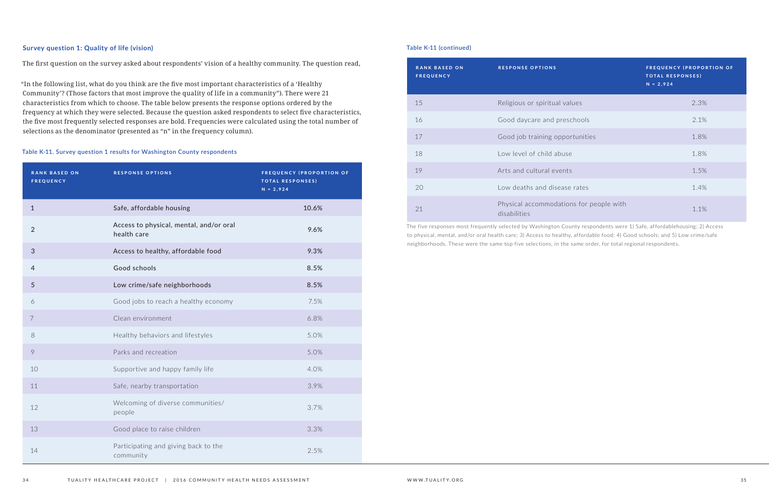### Survey question 1: Quality of life (vision)

The first question on the survey asked about respondents' vision of a healthy community. The question read,

"In the following list, what do you think are the five most important characteristics of a 'Healthy Community'? (Those factors that most improve the quality of life in a community"). There were 21 characteristics from which to choose. The table below presents the response options ordered by the frequency at which they were selected. Because the question asked respondents to select five characteristics, the five most frequently selected responses are bold. Frequencies were calculated using the total number of selections as the denominator (presented as "n" in the frequency column).

Table K-11. Survey question 1 results for Washington County respondents

| RANK BASED ON FREQUENCY | RESPONSE OPTIONS | FREQUENCY (PROPORTION OF TOTAL RESPONSES) N = 2,924 |
|---|---|---|
| **1** | **Safe, affordable housing** | **10.6%** |
| **2** | **Access to physical, mental, and/or oral health care** | **9.6%** |
| **3** | **Access to healthy, affordable food** | **9.3%** |
| **4** | **Good schools** | **8.5%** |
| **5** | **Low crime/safe neighborhoods** | **8.5%** |
| 6 | Good jobs to reach a healthy economy | 7.5% |
| 7 | Clean environment | 6.8% |
| 8 | Healthy behaviors and lifestyles | 5.0% |
| 9 | Parks and recreation | 5.0% |
| 10 | Supportive and happy family life | 4.0% |
| 11 | Safe, nearby transportation | 3.9% |
| 12 | Welcoming of diverse communities/ people | 3.7% |
| 13 | Good place to raise children | 3.3% |
| 14 | Participating and giving back to the community | 2.5% |
| 15 | Religious or spiritual values | 2.3% |
| 16 | Good daycare and preschools | 2.1% |
| 17 | Good job training opportunities | 1.8% |
| 18 | Low level of child abuse | 1.8% |
| 19 | Arts and cultural events | 1.5% |
| 20 | Low deaths and disease rates | 1.4% |
| 21 | Physical accommodations for people with disabilities | 1.1% |

The five responses most frequently selected by Washington County respondents were 1) Safe, affordablehousing; 2) Access to physical, mental, and/or oral health care; 3) Access to healthy, affordable food; 4) Good schools; and 5) Low crime/safe neighborhoods. These were the same top five selections, in the same order, for total regional respondents.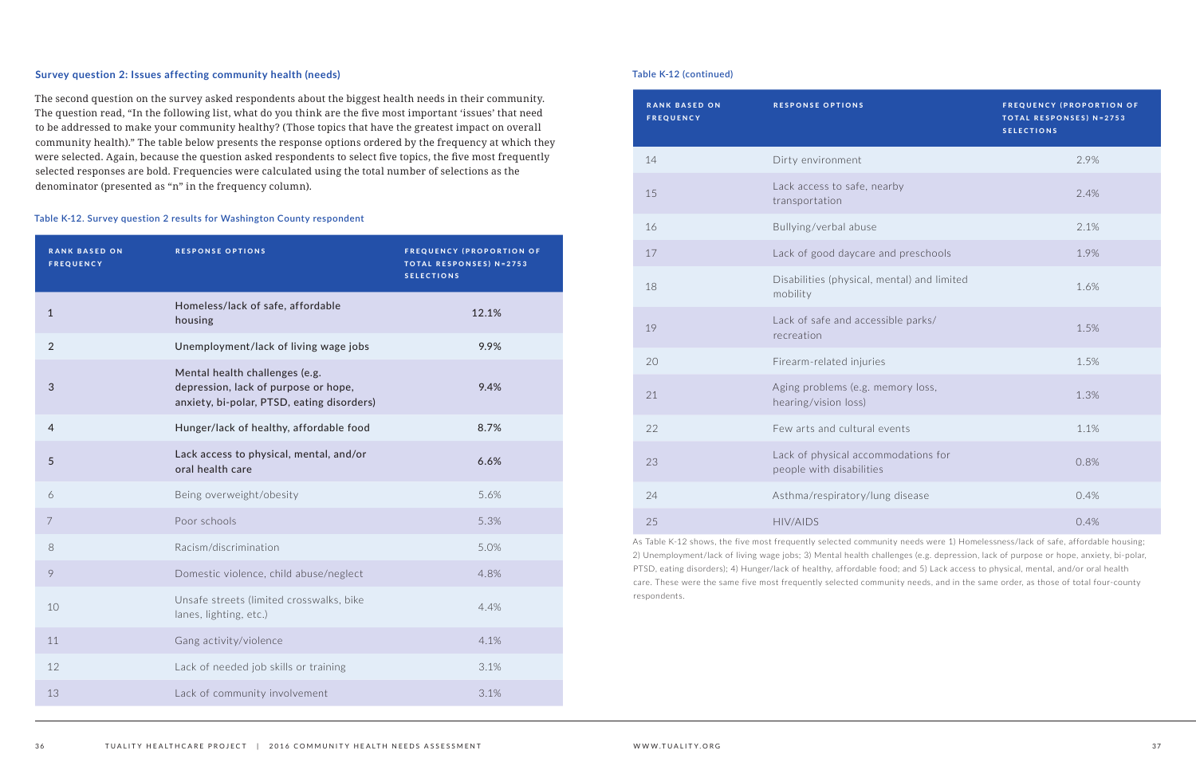### Survey question 2: Issues affecting community health (needs)

The second question on the survey asked respondents about the biggest health needs in their community. The question read, "In the following list, what do you think are the five most important 'issues' that need to be addressed to make your community healthy? (Those topics that have the greatest impact on overall community health)." The table below presents the response options ordered by the frequency at which they were selected. Again, because the question asked respondents to select five topics, the five most frequently selected responses are bold. Frequencies were calculated using the total number of selections as the denominator (presented as "n" in the frequency column).

Table K-12. Survey question 2 results for Washington County respondent

| RANK BASED ON FREQUENCY | RESPONSE OPTIONS | FREQUENCY (PROPORTION OF TOTAL RESPONSES) N=2753 SELECTIONS |
|---|---|---|
| **1** | **Homeless/lack of safe, affordable housing** | **12.1%** |
| **2** | **Unemployment/lack of living wage jobs** | **9.9%** |
| **3** | **Mental health challenges (e.g. depression, lack of purpose or hope, anxiety, bi-polar, PTSD, eating disorders)** | **9.4%** |
| **4** | **Hunger/lack of healthy, affordable food** | **8.7%** |
| **5** | **Lack access to physical, mental, and/or oral health care** | **6.6%** |
| 6 | Being overweight/obesity | 5.6% |
| 7 | Poor schools | 5.3% |
| 8 | Racism/discrimination | 5.0% |
| 9 | Domestic violence, child abuse/neglect | 4.8% |
| 10 | Unsafe streets (limited crosswalks, bike lanes, lighting, etc.) | 4.4% |
| 11 | Gang activity/violence | 4.1% |
| 12 | Lack of needed job skills or training | 3.1% |
| 13 | Lack of community involvement | 3.1% |
| 14 | Dirty environment | 2.9% |
| 15 | Lack access to safe, nearby transportation | 2.4% |
| 16 | Bullying/verbal abuse | 2.1% |
| 17 | Lack of good daycare and preschools | 1.9% |
| 18 | Disabilities (physical, mental) and limited mobility | 1.6% |
| 19 | Lack of safe and accessible parks/ recreation | 1.5% |
| 20 | Firearm-related injuries | 1.5% |
| 21 | Aging problems (e.g. memory loss, hearing/vision loss) | 1.3% |
| 22 | Few arts and cultural events | 1.1% |
| 23 | Lack of physical accommodations for people with disabilities | 0.8% |
| 24 | Asthma/respiratory/lung disease | 0.4% |
| 25 | HIV/AIDS | 0.4% |

As Table K-12 shows, the five most frequently selected community needs were 1) Homelessness/lack of safe, affordable housing; 2) Unemployment/lack of living wage jobs; 3) Mental health challenges (e.g. depression, lack of purpose or hope, anxiety, bi-polar, PTSD, eating disorders); 4) Hunger/lack of healthy, affordable food; and 5) Lack access to physical, mental, and/or oral health care. These were the same five most frequently selected community needs, and in the same order, as those of total four-county respondents.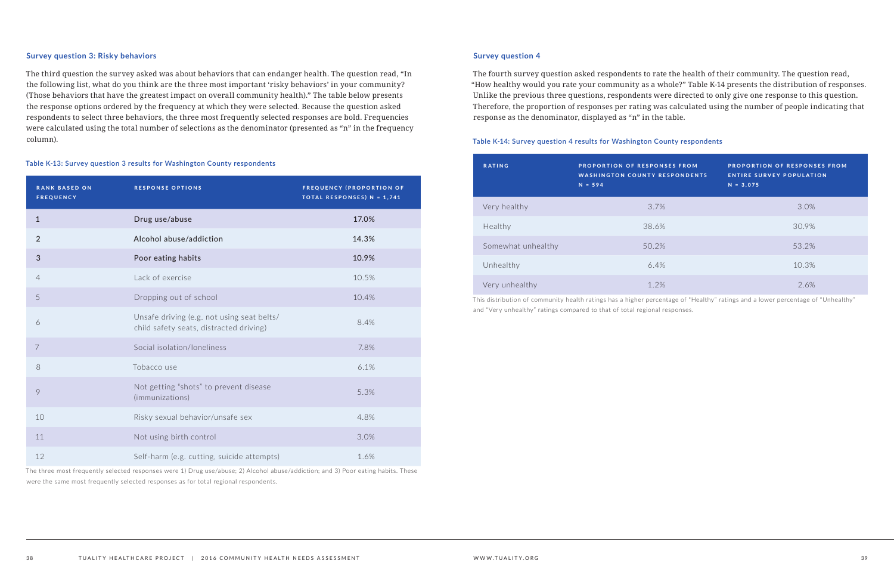### Survey question 3: Risky behaviors

The third question the survey asked was about behaviors that can endanger health. The question read, "In the following list, what do you think are the three most important 'risky behaviors' in your community? (Those behaviors that have the greatest impact on overall community health)." The table below presents the response options ordered by the frequency at which they were selected. Because the question asked respondents to select three behaviors, the three most frequently selected responses are bold. Frequencies were calculated using the total number of selections as the denominator (presented as "n" in the frequency column).

#### Table K-13: Survey question 3 results for Washington County respondents

| RANK BASED ON FREQUENCY | RESPONSE OPTIONS | FREQUENCY (PROPORTION OF TOTAL RESPONSES) N = 1,741 |
|---|---|---|
| **1** | **Drug use/abuse** | **17.0%** |
| **2** | **Alcohol abuse/addiction** | **14.3%** |
| **3** | **Poor eating habits** | **10.9%** |
| 4 | Lack of exercise | 10.5% |
| 5 | Dropping out of school | 10.4% |
| 6 | Unsafe driving (e.g. not using seat belts/ child safety seats, distracted driving) | 8.4% |
| 7 | Social isolation/loneliness | 7.8% |
| 8 | Tobacco use | 6.1% |
| 9 | Not getting "shots" to prevent disease (immunizations) | 5.3% |
| 10 | Risky sexual behavior/unsafe sex | 4.8% |
| 11 | Not using birth control | 3.0% |
| 12 | Self-harm (e.g. cutting, suicide attempts) | 1.6% |

The three most frequently selected responses were 1) Drug use/abuse; 2) Alcohol abuse/addiction; and 3) Poor eating habits. These were the same most frequently selected responses as for total regional respondents.

### Survey question 4

The fourth survey question asked respondents to rate the health of their community. The question read, "How healthy would you rate your community as a whole?" Table K-14 presents the distribution of responses. Unlike the previous three questions, respondents were directed to only give one response to this question. Therefore, the proportion of responses per rating was calculated using the number of people indicating that response as the denominator, displayed as "n" in the table.

#### Table K-14: Survey question 4 results for Washington County respondents

| RATING | PROPORTION OF RESPONSES FROM WASHINGTON COUNTY RESPONDENTS N = 594 | PROPORTION OF RESPONSES FROM ENTIRE SURVEY POPULATION N = 3,075 |
|---|---|---|
| Very healthy | 3.7% | 3.0% |
| Healthy | 38.6% | 30.9% |
| Somewhat unhealthy | 50.2% | 53.2% |
| Unhealthy | 6.4% | 10.3% |
| Very unhealthy | 1.2% | 2.6% |

This distribution of community health ratings has a higher percentage of "Healthy" ratings and a lower percentage of "Unhealthy" and "Very unhealthy" ratings compared to that of total regional responses.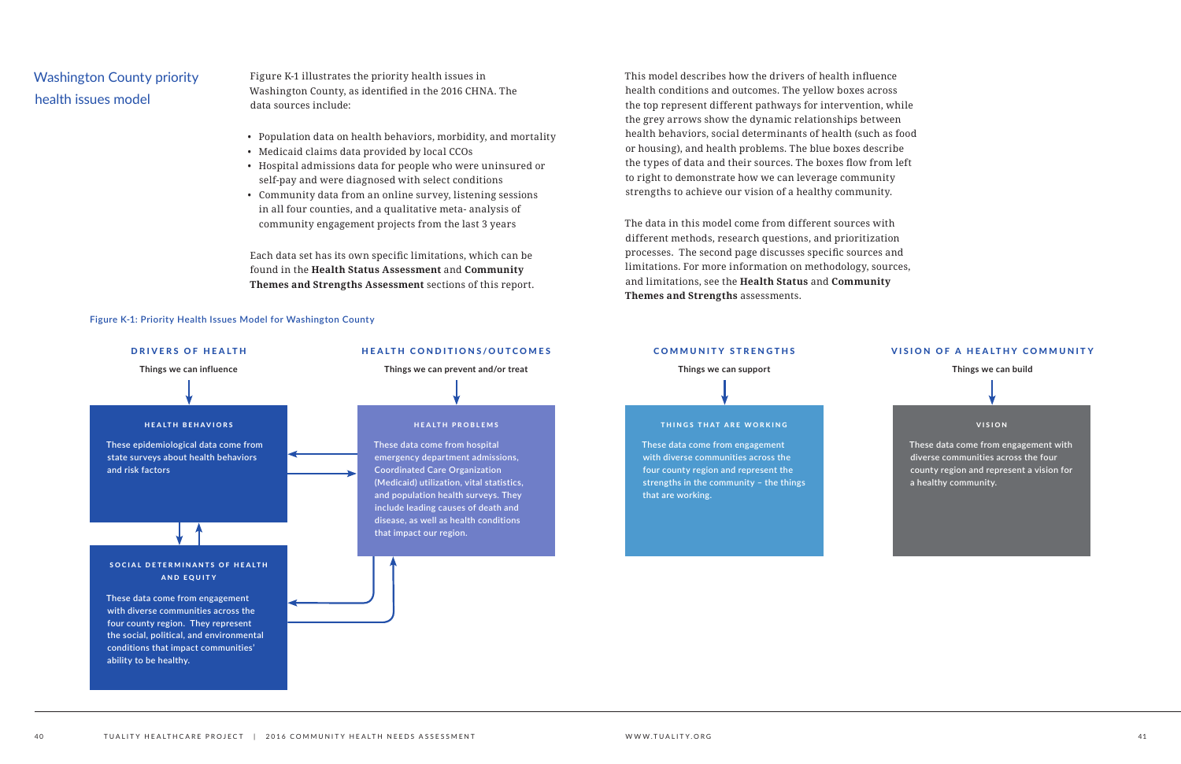## Washington County priority health issues model

Figure K-1 illustrates the priority health issues in Washington County, as identified in the 2016 CHNA. The data sources include:

- Population data on health behaviors, morbidity, and mortality
- Medicaid claims data provided by local CCOs
- Hospital admissions data for people who were uninsured or self-pay and were diagnosed with select conditions
- Community data from an online survey, listening sessions in all four counties, and a qualitative meta- analysis of community engagement projects from the last 3 years

Each data set has its own specific limitations, which can be found in the **Health Status Assessment** and **Community Themes and Strengths Assessment** sections of this report.

This model describes how the drivers of health influence health conditions and outcomes. The yellow boxes across the top represent different pathways for intervention, while the grey arrows show the dynamic relationships between health behaviors, social determinants of health (such as food or housing), and health problems. The blue boxes describe the types of data and their sources. The boxes flow from left to right to demonstrate how we can leverage community strengths to achieve our vision of a healthy community.

The data in this model come from different sources with different methods, research questions, and prioritization processes. The second page discusses specific sources and limitations. For more information on methodology, sources, and limitations, see the **Health Status** and **Community Themes and Strengths** assessments.

Figure K-1: Priority Health Issues Model for Washington County

**DRIVERS OF HEALTH**
Things we can influence

**HEALTH BEHAVIORS**
These epidemiological data come from state surveys about health behaviors and risk factors

**SOCIAL DETERMINANTS OF HEALTH AND EQUITY**
These data come from engagement with diverse communities across the four county region. They represent the social, political, and environmental conditions that impact communities' ability to be healthy.

**HEALTH CONDITIONS/OUTCOMES**
Things we can prevent and/or treat

**HEALTH PROBLEMS**
These data come from hospital emergency department admissions, Coordinated Care Organization (Medicaid) utilization, vital statistics, and population health surveys. They include leading causes of death and disease, as well as health conditions that impact our region.

**COMMUNITY STRENGTHS**
Things we can support

**THINGS THAT ARE WORKING**
These data come from engagement with diverse communities across the four county region and represent the strengths in the community – the things that are working.

**VISION OF A HEALTHY COMMUNITY**
Things we can build

**VISION**
These data come from engagement with diverse communities across the four county region and represent a vision for a healthy community.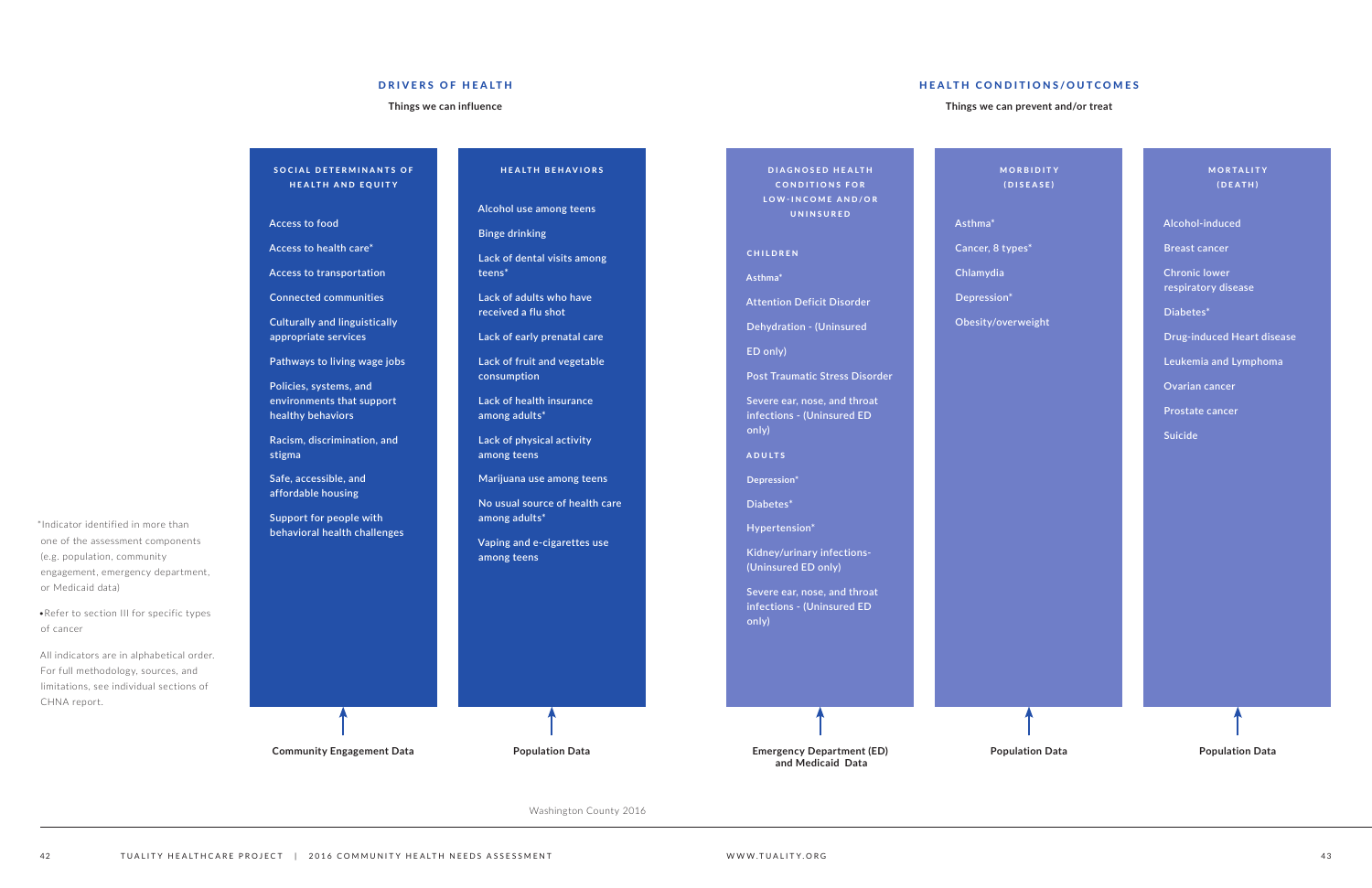## DRIVERS OF HEALTH

**Things we can influence**

### SOCIAL DETERMINANTS OF HEALTH AND EQUITY

- Access to food
- Access to health care*
- Access to transportation
- Connected communities
- Culturally and linguistically appropriate services
- Pathways to living wage jobs
- Policies, systems, and environments that support healthy behaviors
- Racism, discrimination, and stigma
- Safe, accessible, and affordable housing
- Support for people with behavioral health challenges

**Community Engagement Data**

### HEALTH BEHAVIORS

- Alcohol use among teens
- Binge drinking
- Lack of dental visits among teens*
- Lack of adults who have received a flu shot
- Lack of early prenatal care
- Lack of fruit and vegetable consumption
- Lack of health insurance among adults*
- Lack of physical activity among teens
- Marijuana use among teens
- No usual source of health care among adults*
- Vaping and e-cigarettes use among teens

**Population Data**

## HEALTH CONDITIONS/OUTCOMES

**Things we can prevent and/or treat**

### DIAGNOSED HEALTH CONDITIONS FOR LOW-INCOME AND/OR UNINSURED

**CHILDREN**

- Asthma*
- Attention Deficit Disorder
- Dehydration - (Uninsured ED only)
- Post Traumatic Stress Disorder
- Severe ear, nose, and throat infections - (Uninsured ED only)

**ADULTS**

- Depression*
- Diabetes*
- Hypertension*
- Kidney/urinary infections- (Uninsured ED only)
- Severe ear, nose, and throat infections - (Uninsured ED only)

**Emergency Department (ED) and Medicaid Data**

### MORBIDITY (DISEASE)

- Asthma*
- Cancer, 8 types*
- Chlamydia
- Depression*
- Obesity/overweight

**Population Data**

### MORTALITY (DEATH)

- Alcohol-induced
- Breast cancer
- Chronic lower respiratory disease
- Diabetes*
- Drug-induced Heart disease
- Leukemia and Lymphoma
- Ovarian cancer
- Prostate cancer
- Suicide

**Population Data**

*Indicator identified in more than one of the assessment components (e.g. population, community engagement, emergency department, or Medicaid data)

•Refer to section III for specific types of cancer

All indicators are in alphabetical order. For full methodology, sources, and limitations, see individual sections of CHNA report.

Washington County 2016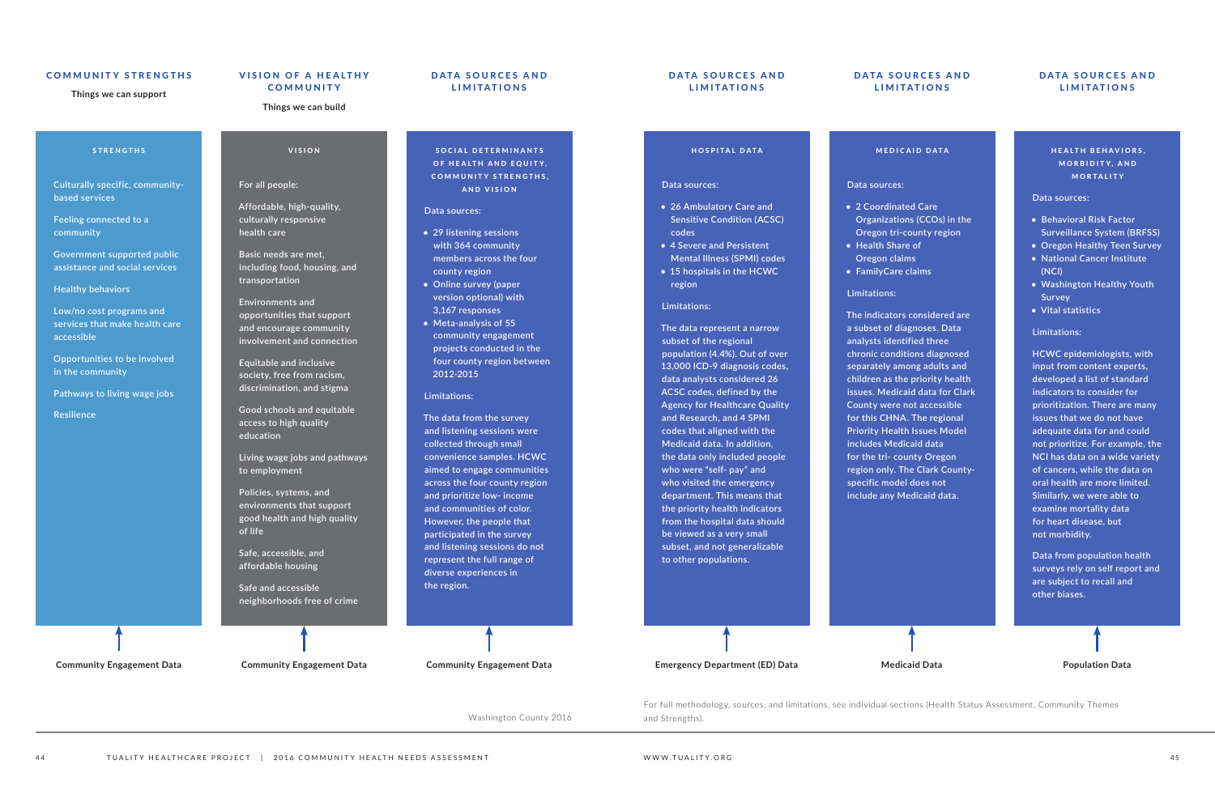## COMMUNITY STRENGTHS

**Things we can support**

### STRENGTHS

Culturally specific, community-based services

Feeling connected to a community

Government supported public assistance and social services

Healthy behaviors

Low/no cost programs and services that make health care accessible

Opportunities to be involved in the community

Pathways to living wage jobs

Resilience

**Community Engagement Data**

## VISION OF A HEALTHY COMMUNITY

**Things we can build**

### VISION

For all people:

Affordable, high-quality, culturally responsive health care

Basic needs are met, including food, housing, and transportation

Environments and opportunities that support and encourage community involvement and connection

Equitable and inclusive society, free from racism, discrimination, and stigma

Good schools and equitable access to high quality education

Living wage jobs and pathways to employment

Policies, systems, and environments that support good health and high quality of life

Safe, accessible, and affordable housing

Safe and accessible neighborhoods free of crime

**Community Engagement Data**

## DATA SOURCES AND LIMITATIONS

### SOCIAL DETERMINANTS OF HEALTH AND EQUITY, COMMUNITY STRENGTHS, AND VISION

Data sources:

- 29 listening sessions with 364 community members across the four county region
- Online survey (paper version optional) with 3,167 responses
- Meta-analysis of 55 community engagement projects conducted in the four county region between 2012-2015

Limitations:

The data from the survey and listening sessions were collected through small convenience samples. HCWC aimed to engage communities across the four county region and prioritize low- income and communities of color. However, the people that participated in the survey and listening sessions do not represent the full range of diverse experiences in the region.

**Community Engagement Data**

Washington County 2016

## DATA SOURCES AND LIMITATIONS

### HOSPITAL DATA

Data sources:

- 26 Ambulatory Care and Sensitive Condition (ACSC) codes
- 4 Severe and Persistent Mental Illness (SPMI) codes
- 15 hospitals in the HCWC region

Limitations:

The data represent a narrow subset of the regional population (4.4%). Out of over 13,000 ICD-9 diagnosis codes, data analysts considered 26 ACSC codes, defined by the Agency for Healthcare Quality and Research, and 4 SPMI codes that aligned with the Medicaid data. In addition, the data only included people who were "self- pay" and who visited the emergency department. This means that the priority health indicators from the hospital data should be viewed as a very small subset, and not generalizable to other populations.

**Emergency Department (ED) Data**

## DATA SOURCES AND LIMITATIONS

### MEDICAID DATA

Data sources:

- 2 Coordinated Care Organizations (CCOs) in the Oregon tri-county region
- Health Share of Oregon claims
- FamilyCare claims

Limitations:

The indicators considered are a subset of diagnoses. Data analysts identified three chronic conditions diagnosed separately among adults and children as the priority health issues. Medicaid data for Clark County were not accessible for this CHNA. The regional Priority Health Issues Model includes Medicaid data for the tri- county Oregon region only. The Clark County-specific model does not include any Medicaid data.

**Medicaid Data**

## DATA SOURCES AND LIMITATIONS

### HEALTH BEHAVIORS, MORBIDITY, AND MORTALITY

Data sources:

- Behavioral Risk Factor Surveillance System (BRFSS)
- Oregon Healthy Teen Survey
- National Cancer Institute (NCI)
- Washington Healthy Youth Survey
- Vital statistics

Limitations:

HCWC epidemiologists, with input from content experts, developed a list of standard indicators to consider for prioritization. There are many issues that we do not have adequate data for and could not prioritize. For example, the NCI has data on a wide variety of cancers, while the data on oral health are more limited. Similarly, we were able to examine mortality data for heart disease, but not morbidity.

Data from population health surveys rely on self report and are subject to recall and other biases.

**Population Data**

For full methodology, sources, and limitations, see individual sections (Health Status Assessment, Community Themes and Strengths).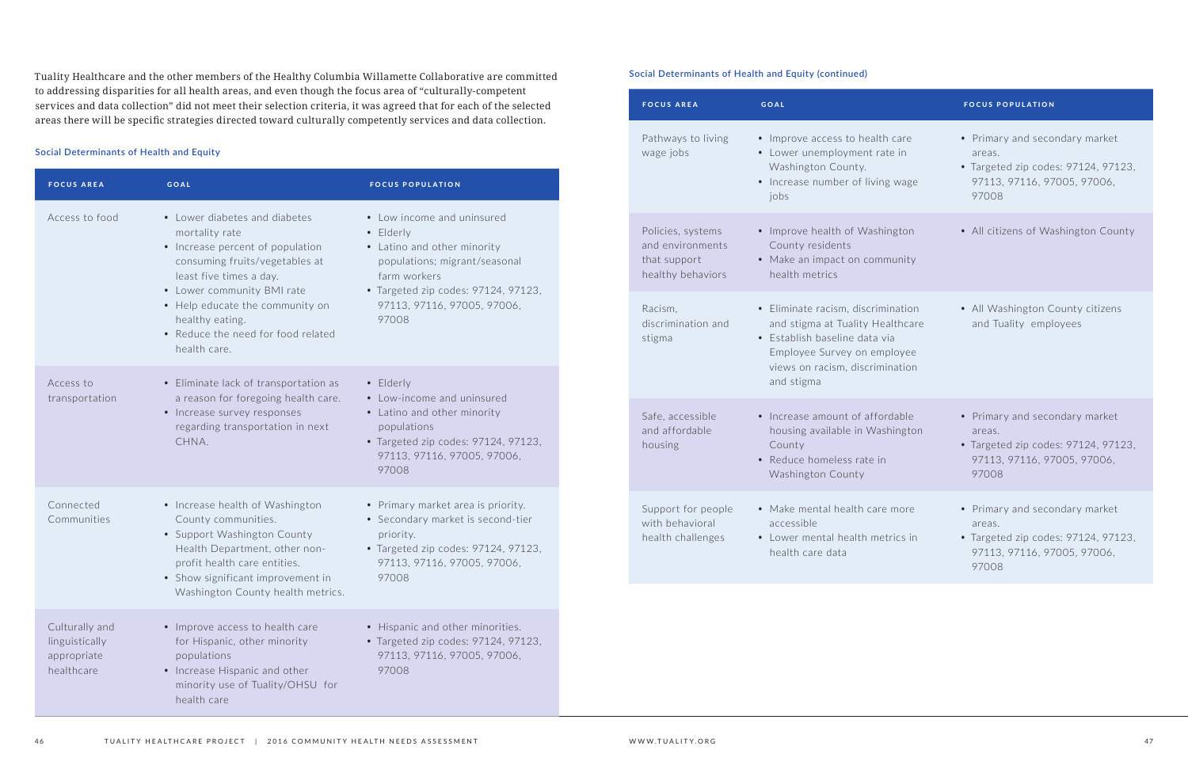Tuality Healthcare and the other members of the Healthy Columbia Willamette Collaborative are committed to addressing disparities for all health areas, and even though the focus area of "culturally-competent services and data collection" did not meet their selection criteria, it was agreed that for each of the selected areas there will be specific strategies directed toward culturally competently services and data collection.

### Social Determinants of Health and Equity

| FOCUS AREA | GOAL | FOCUS POPULATION |
|---|---|---|
| Access to food | • Lower diabetes and diabetes mortality rate<br>• Increase percent of population consuming fruits/vegetables at least five times a day.<br>• Lower community BMI rate<br>• Help educate the community on healthy eating.<br>• Reduce the need for food related health care. | • Low income and uninsured<br>• Elderly<br>• Latino and other minority populations; migrant/seasonal farm workers<br>• Targeted zip codes: 97124, 97123, 97113, 97116, 97005, 97006, 97008 |
| Access to transportation | • Eliminate lack of transportation as a reason for foregoing health care.<br>• Increase survey responses regarding transportation in next CHNA. | • Elderly<br>• Low-income and uninsured<br>• Latino and other minority populations<br>• Targeted zip codes: 97124, 97123, 97113, 97116, 97005, 97006, 97008 |
| Connected Communities | • Increase health of Washington County communities.<br>• Support Washington County Health Department, other non-profit health care entities.<br>• Show significant improvement in Washington County health metrics. | • Primary market area is priority.<br>• Secondary market is second-tier priority.<br>• Targeted zip codes: 97124, 97123, 97113, 97116, 97005, 97006, 97008 |
| Culturally and linguistically appropriate healthcare | • Improve access to health care for Hispanic, other minority populations<br>• Increase Hispanic and other minority use of Tuality/OHSU for health care | • Hispanic and other minorities.<br>• Targeted zip codes: 97124, 97123, 97113, 97116, 97005, 97006, 97008 |

### Social Determinants of Health and Equity (continued)

| FOCUS AREA | GOAL | FOCUS POPULATION |
|---|---|---|
| Pathways to living wage jobs | • Improve access to health care<br>• Lower unemployment rate in Washington County.<br>• Increase number of living wage jobs | • Primary and secondary market areas.<br>• Targeted zip codes: 97124, 97123, 97113, 97116, 97005, 97006, 97008 |
| Policies, systems and environments that support healthy behaviors | • Improve health of Washington County residents<br>• Make an impact on community health metrics | • All citizens of Washington County |
| Racism, discrimination and stigma | • Eliminate racism, discrimination and stigma at Tuality Healthcare<br>• Establish baseline data via Employee Survey on employee views on racism, discrimination and stigma | • All Washington County citizens and Tuality employees |
| Safe, accessible and affordable housing | • Increase amount of affordable housing available in Washington County<br>• Reduce homeless rate in Washington County | • Primary and secondary market areas.<br>• Targeted zip codes: 97124, 97123, 97113, 97116, 97005, 97006, 97008 |
| Support for people with behavioral health challenges | • Make mental health care more accessible<br>• Lower mental health metrics in health care data | • Primary and secondary market areas.<br>• Targeted zip codes: 97124, 97123, 97113, 97116, 97005, 97006, 97008 |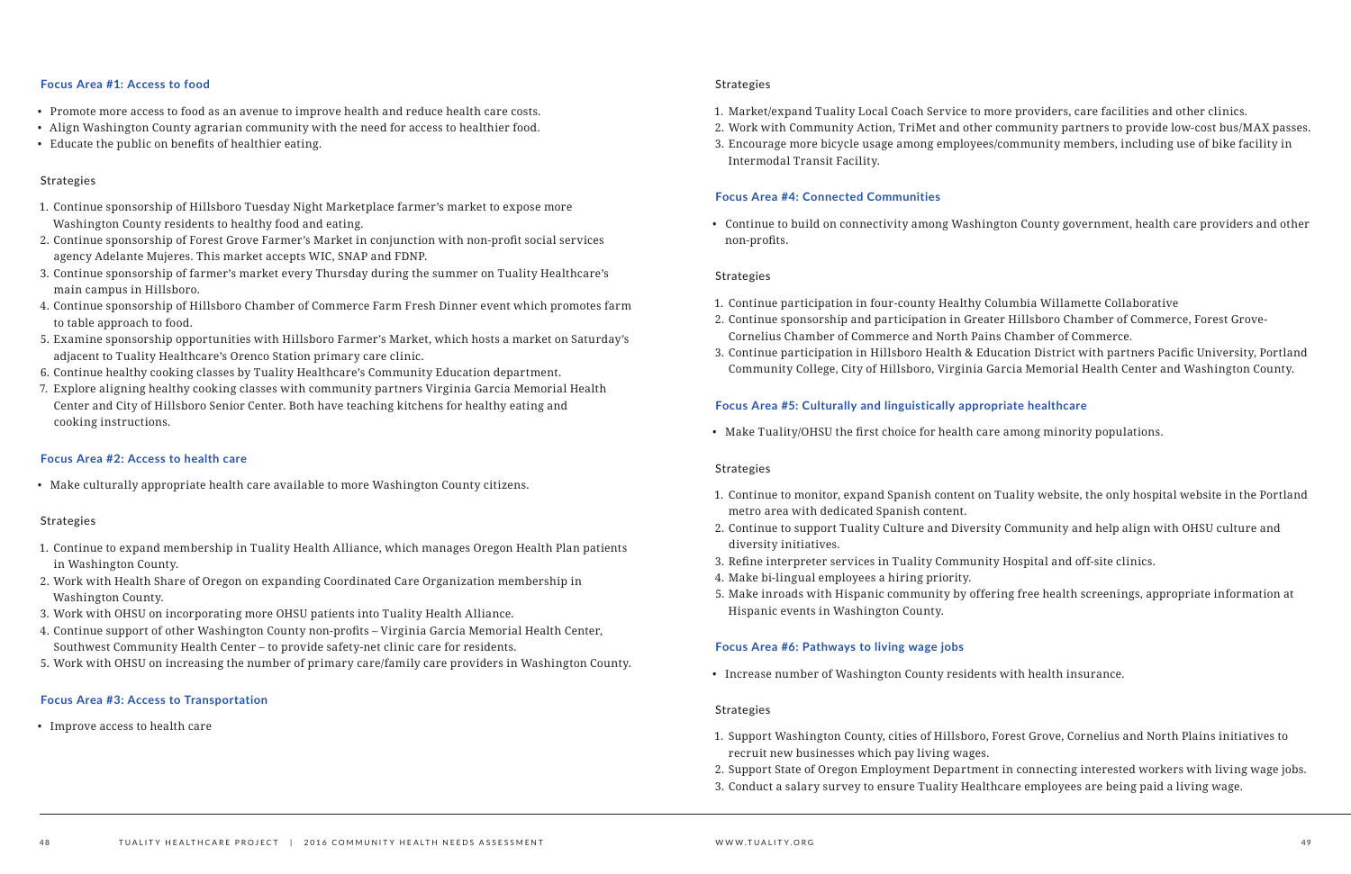### Focus Area #1: Access to food

- Promote more access to food as an avenue to improve health and reduce health care costs.
- Align Washington County agrarian community with the need for access to healthier food.
- Educate the public on benefits of healthier eating.

Strategies

1. Continue sponsorship of Hillsboro Tuesday Night Marketplace farmer's market to expose more Washington County residents to healthy food and eating.
2. Continue sponsorship of Forest Grove Farmer's Market in conjunction with non-profit social services agency Adelante Mujeres. This market accepts WIC, SNAP and FDNP.
3. Continue sponsorship of farmer's market every Thursday during the summer on Tuality Healthcare's main campus in Hillsboro.
4. Continue sponsorship of Hillsboro Chamber of Commerce Farm Fresh Dinner event which promotes farm to table approach to food.
5. Examine sponsorship opportunities with Hillsboro Farmer's Market, which hosts a market on Saturday's adjacent to Tuality Healthcare's Orenco Station primary care clinic.
6. Continue healthy cooking classes by Tuality Healthcare's Community Education department.
7. Explore aligning healthy cooking classes with community partners Virginia Garcia Memorial Health Center and City of Hillsboro Senior Center. Both have teaching kitchens for healthy eating and cooking instructions.

### Focus Area #2: Access to health care

- Make culturally appropriate health care available to more Washington County citizens.

Strategies

1. Continue to expand membership in Tuality Health Alliance, which manages Oregon Health Plan patients in Washington County.
2. Work with Health Share of Oregon on expanding Coordinated Care Organization membership in Washington County.
3. Work with OHSU on incorporating more OHSU patients into Tuality Health Alliance.
4. Continue support of other Washington County non-profits – Virginia Garcia Memorial Health Center, Southwest Community Health Center – to provide safety-net clinic care for residents.
5. Work with OHSU on increasing the number of primary care/family care providers in Washington County.

### Focus Area #3: Access to Transportation

- Improve access to health care

Strategies

1. Market/expand Tuality Local Coach Service to more providers, care facilities and other clinics.
2. Work with Community Action, TriMet and other community partners to provide low-cost bus/MAX passes.
3. Encourage more bicycle usage among employees/community members, including use of bike facility in Intermodal Transit Facility.

### Focus Area #4: Connected Communities

- Continue to build on connectivity among Washington County government, health care providers and other non-profits.

Strategies

1. Continue participation in four-county Healthy Columbia Willamette Collaborative
2. Continue sponsorship and participation in Greater Hillsboro Chamber of Commerce, Forest Grove-Cornelius Chamber of Commerce and North Pains Chamber of Commerce.
3. Continue participation in Hillsboro Health & Education District with partners Pacific University, Portland Community College, City of Hillsboro, Virginia Garcia Memorial Health Center and Washington County.

### Focus Area #5: Culturally and linguistically appropriate healthcare

- Make Tuality/OHSU the first choice for health care among minority populations.

Strategies

1. Continue to monitor, expand Spanish content on Tuality website, the only hospital website in the Portland metro area with dedicated Spanish content.
2. Continue to support Tuality Culture and Diversity Community and help align with OHSU culture and diversity initiatives.
3. Refine interpreter services in Tuality Community Hospital and off-site clinics.
4. Make bi-lingual employees a hiring priority.
5. Make inroads with Hispanic community by offering free health screenings, appropriate information at Hispanic events in Washington County.

### Focus Area #6: Pathways to living wage jobs

- Increase number of Washington County residents with health insurance.

Strategies

1. Support Washington County, cities of Hillsboro, Forest Grove, Cornelius and North Plains initiatives to recruit new businesses which pay living wages.
2. Support State of Oregon Employment Department in connecting interested workers with living wage jobs.
3. Conduct a salary survey to ensure Tuality Healthcare employees are being paid a living wage.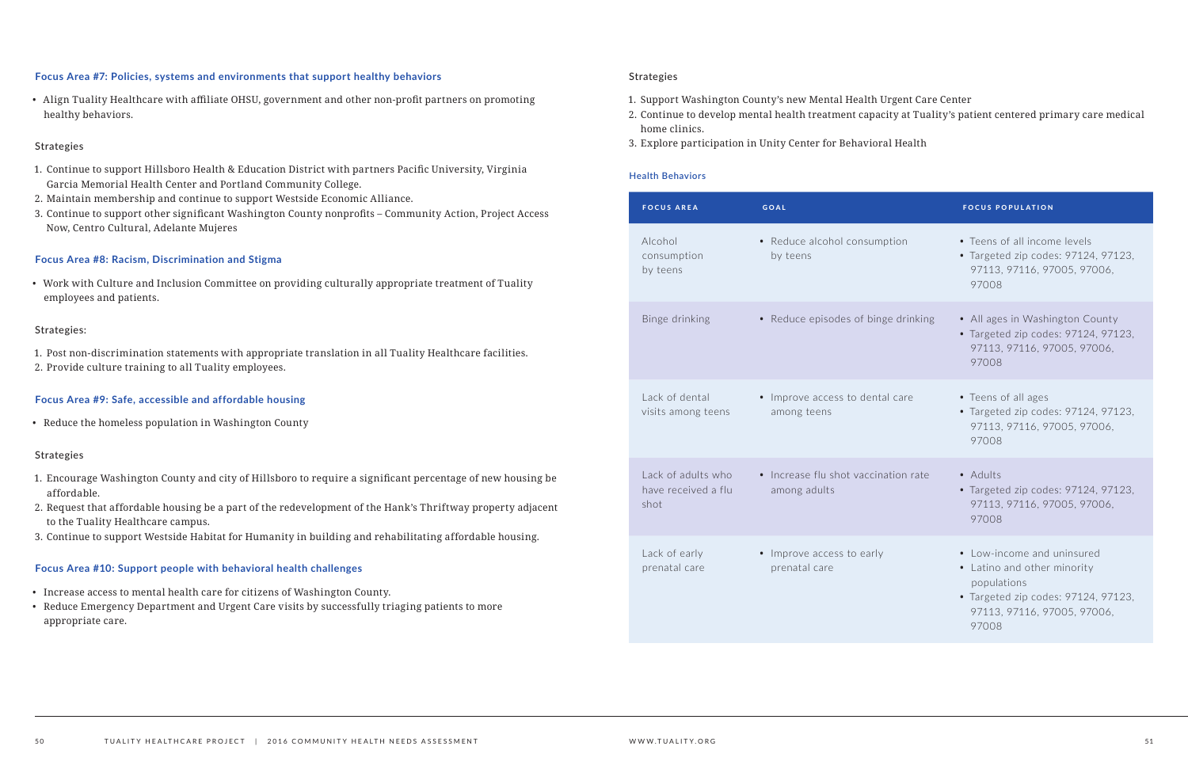### Focus Area #7: Policies, systems and environments that support healthy behaviors

- Align Tuality Healthcare with affiliate OHSU, government and other non-profit partners on promoting healthy behaviors.

Strategies

1. Continue to support Hillsboro Health & Education District with partners Pacific University, Virginia Garcia Memorial Health Center and Portland Community College.
2. Maintain membership and continue to support Westside Economic Alliance.
3. Continue to support other significant Washington County nonprofits – Community Action, Project Access Now, Centro Cultural, Adelante Mujeres

### Focus Area #8: Racism, Discrimination and Stigma

- Work with Culture and Inclusion Committee on providing culturally appropriate treatment of Tuality employees and patients.

Strategies:

1. Post non-discrimination statements with appropriate translation in all Tuality Healthcare facilities.
2. Provide culture training to all Tuality employees.

### Focus Area #9: Safe, accessible and affordable housing

- Reduce the homeless population in Washington County

Strategies

1. Encourage Washington County and city of Hillsboro to require a significant percentage of new housing be affordable.
2. Request that affordable housing be a part of the redevelopment of the Hank's Thriftway property adjacent to the Tuality Healthcare campus.
3. Continue to support Westside Habitat for Humanity in building and rehabilitating affordable housing.

### Focus Area #10: Support people with behavioral health challenges

- Increase access to mental health care for citizens of Washington County.
- Reduce Emergency Department and Urgent Care visits by successfully triaging patients to more appropriate care.

Strategies

1. Support Washington County's new Mental Health Urgent Care Center
2. Continue to develop mental health treatment capacity at Tuality's patient centered primary care medical home clinics.
3. Explore participation in Unity Center for Behavioral Health

### Health Behaviors

| FOCUS AREA | GOAL | FOCUS POPULATION |
|---|---|---|
| Alcohol consumption by teens | • Reduce alcohol consumption by teens | • Teens of all income levels<br>• Targeted zip codes: 97124, 97123, 97113, 97116, 97005, 97006, 97008 |
| Binge drinking | • Reduce episodes of binge drinking | • All ages in Washington County<br>• Targeted zip codes: 97124, 97123, 97113, 97116, 97005, 97006, 97008 |
| Lack of dental visits among teens | • Improve access to dental care among teens | • Teens of all ages<br>• Targeted zip codes: 97124, 97123, 97113, 97116, 97005, 97006, 97008 |
| Lack of adults who have received a flu shot | • Increase flu shot vaccination rate among adults | • Adults<br>• Targeted zip codes: 97124, 97123, 97113, 97116, 97005, 97006, 97008 |
| Lack of early prenatal care | • Improve access to early prenatal care | • Low-income and uninsured<br>• Latino and other minority populations<br>• Targeted zip codes: 97124, 97123, 97113, 97116, 97005, 97006, 97008 |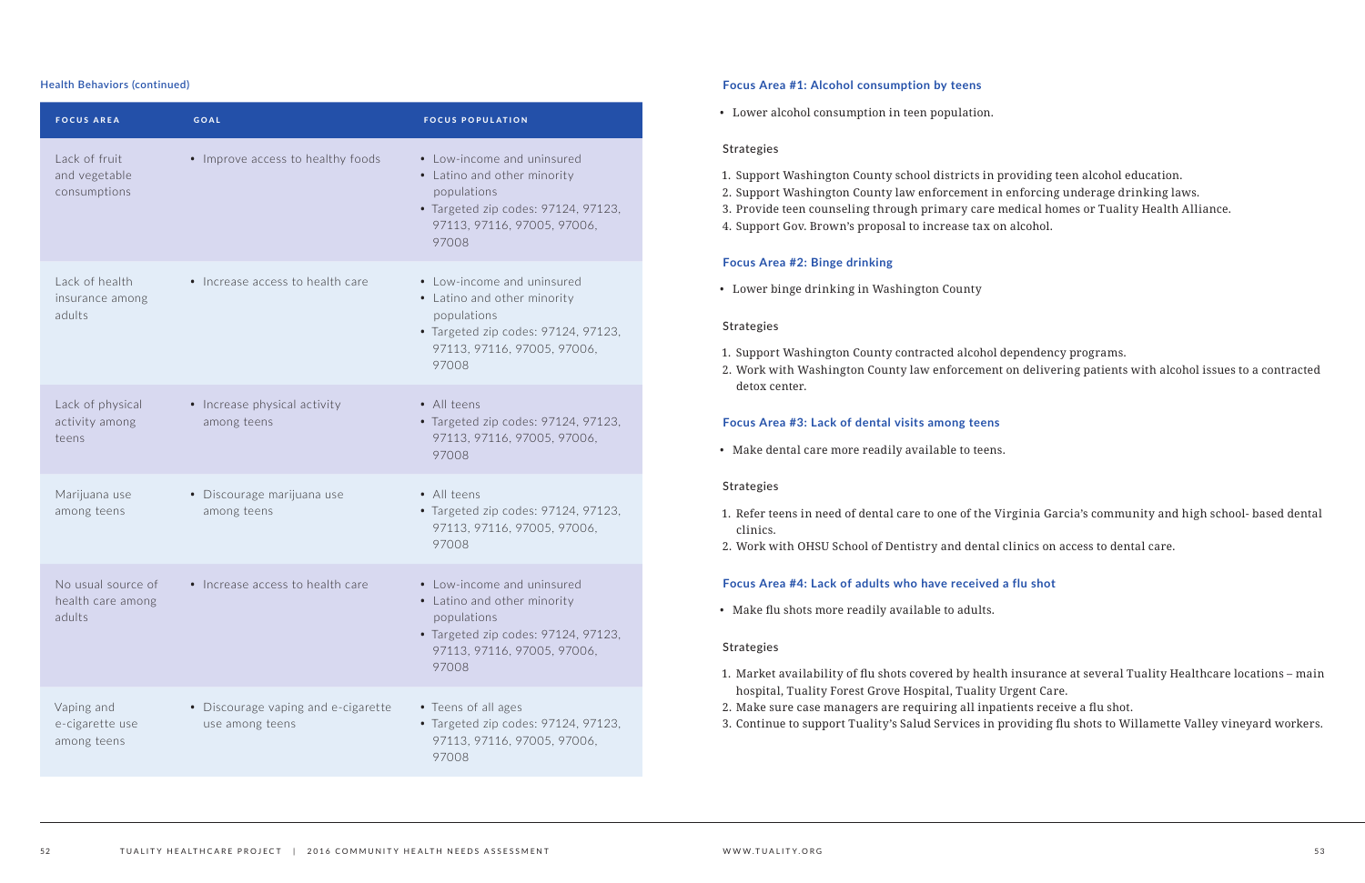#### Health Behaviors (continued)

| FOCUS AREA | GOAL | FOCUS POPULATION |
| --- | --- | --- |
| Lack of fruit and vegetable consumptions | • Improve access to healthy foods | • Low-income and uninsured<br>• Latino and other minority populations<br>• Targeted zip codes: 97124, 97123, 97113, 97116, 97005, 97006, 97008 |
| Lack of health insurance among adults | • Increase access to health care | • Low-income and uninsured<br>• Latino and other minority populations<br>• Targeted zip codes: 97124, 97123, 97113, 97116, 97005, 97006, 97008 |
| Lack of physical activity among teens | • Increase physical activity among teens | • All teens<br>• Targeted zip codes: 97124, 97123, 97113, 97116, 97005, 97006, 97008 |
| Marijuana use among teens | • Discourage marijuana use among teens | • All teens<br>• Targeted zip codes: 97124, 97123, 97113, 97116, 97005, 97006, 97008 |
| No usual source of health care among adults | • Increase access to health care | • Low-income and uninsured<br>• Latino and other minority populations<br>• Targeted zip codes: 97124, 97123, 97113, 97116, 97005, 97006, 97008 |
| Vaping and e-cigarette use among teens | • Discourage vaping and e-cigarette use among teens | • Teens of all ages<br>• Targeted zip codes: 97124, 97123, 97113, 97116, 97005, 97006, 97008 |

#### Focus Area #1: Alcohol consumption by teens

- Lower alcohol consumption in teen population.

Strategies

1. Support Washington County school districts in providing teen alcohol education.
2. Support Washington County law enforcement in enforcing underage drinking laws.
3. Provide teen counseling through primary care medical homes or Tuality Health Alliance.
4. Support Gov. Brown's proposal to increase tax on alcohol.

#### Focus Area #2: Binge drinking

- Lower binge drinking in Washington County

Strategies

1. Support Washington County contracted alcohol dependency programs.
2. Work with Washington County law enforcement on delivering patients with alcohol issues to a contracted detox center.

#### Focus Area #3: Lack of dental visits among teens

- Make dental care more readily available to teens.

Strategies

1. Refer teens in need of dental care to one of the Virginia Garcia's community and high school- based dental clinics.
2. Work with OHSU School of Dentistry and dental clinics on access to dental care.

#### Focus Area #4: Lack of adults who have received a flu shot

- Make flu shots more readily available to adults.

Strategies

1. Market availability of flu shots covered by health insurance at several Tuality Healthcare locations – main hospital, Tuality Forest Grove Hospital, Tuality Urgent Care.
2. Make sure case managers are requiring all inpatients receive a flu shot.
3. Continue to support Tuality's Salud Services in providing flu shots to Willamette Valley vineyard workers.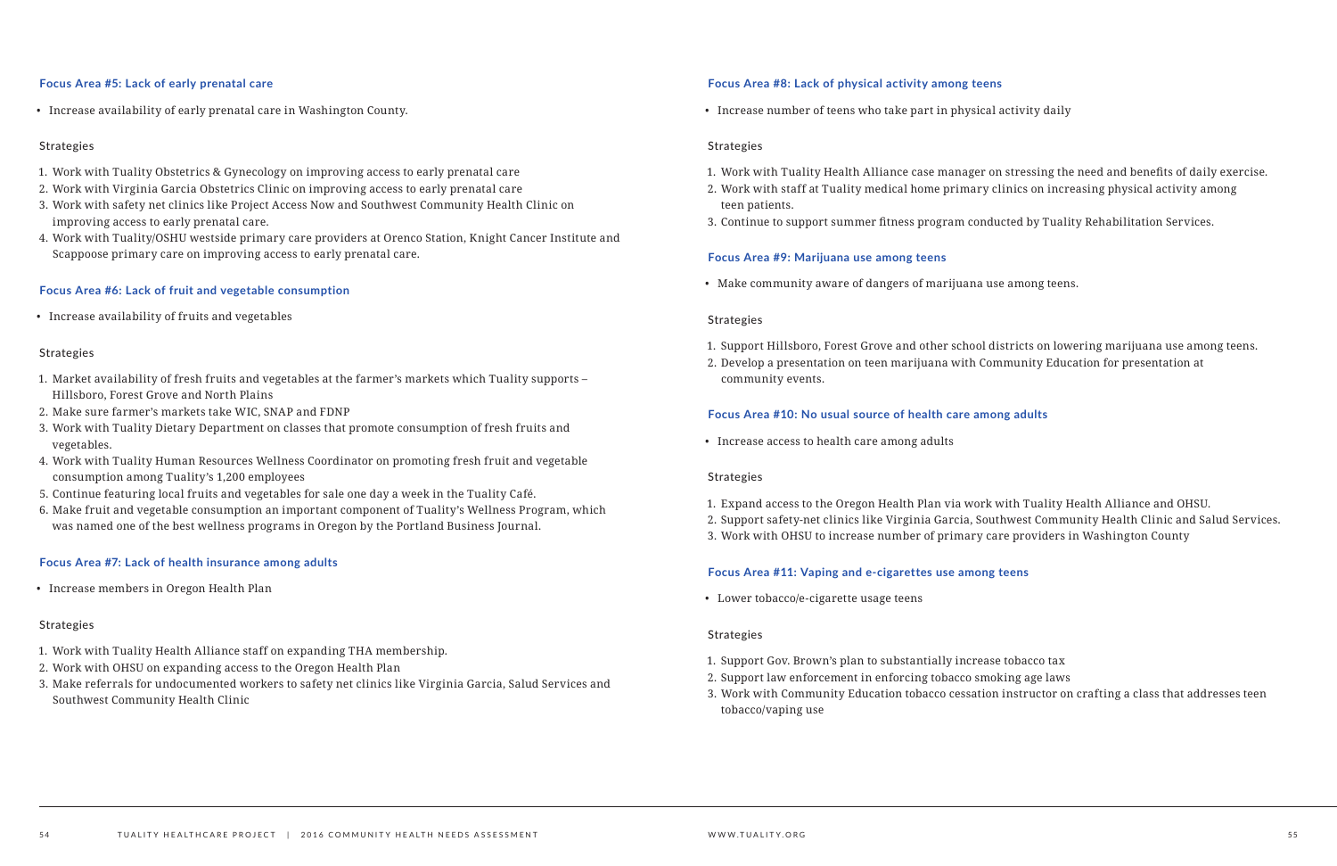### Focus Area #5: Lack of early prenatal care

- Increase availability of early prenatal care in Washington County.

Strategies

1. Work with Tuality Obstetrics & Gynecology on improving access to early prenatal care
2. Work with Virginia Garcia Obstetrics Clinic on improving access to early prenatal care
3. Work with safety net clinics like Project Access Now and Southwest Community Health Clinic on improving access to early prenatal care.
4. Work with Tuality/OSHU westside primary care providers at Orenco Station, Knight Cancer Institute and Scappoose primary care on improving access to early prenatal care.

### Focus Area #6: Lack of fruit and vegetable consumption

- Increase availability of fruits and vegetables

Strategies

1. Market availability of fresh fruits and vegetables at the farmer's markets which Tuality supports – Hillsboro, Forest Grove and North Plains
2. Make sure farmer's markets take WIC, SNAP and FDNP
3. Work with Tuality Dietary Department on classes that promote consumption of fresh fruits and vegetables.
4. Work with Tuality Human Resources Wellness Coordinator on promoting fresh fruit and vegetable consumption among Tuality's 1,200 employees
5. Continue featuring local fruits and vegetables for sale one day a week in the Tuality Café.
6. Make fruit and vegetable consumption an important component of Tuality's Wellness Program, which was named one of the best wellness programs in Oregon by the Portland Business Journal.

### Focus Area #7: Lack of health insurance among adults

- Increase members in Oregon Health Plan

Strategies

1. Work with Tuality Health Alliance staff on expanding THA membership.
2. Work with OHSU on expanding access to the Oregon Health Plan
3. Make referrals for undocumented workers to safety net clinics like Virginia Garcia, Salud Services and Southwest Community Health Clinic

### Focus Area #8: Lack of physical activity among teens

- Increase number of teens who take part in physical activity daily

Strategies

1. Work with Tuality Health Alliance case manager on stressing the need and benefits of daily exercise.
2. Work with staff at Tuality medical home primary clinics on increasing physical activity among teen patients.
3. Continue to support summer fitness program conducted by Tuality Rehabilitation Services.

### Focus Area #9: Marijuana use among teens

- Make community aware of dangers of marijuana use among teens.

Strategies

1. Support Hillsboro, Forest Grove and other school districts on lowering marijuana use among teens.
2. Develop a presentation on teen marijuana with Community Education for presentation at community events.

### Focus Area #10: No usual source of health care among adults

- Increase access to health care among adults

Strategies

1. Expand access to the Oregon Health Plan via work with Tuality Health Alliance and OHSU.
2. Support safety-net clinics like Virginia Garcia, Southwest Community Health Clinic and Salud Services.
3. Work with OHSU to increase number of primary care providers in Washington County

### Focus Area #11: Vaping and e-cigarettes use among teens

- Lower tobacco/e-cigarette usage teens

Strategies

1. Support Gov. Brown's plan to substantially increase tobacco tax
2. Support law enforcement in enforcing tobacco smoking age laws
3. Work with Community Education tobacco cessation instructor on crafting a class that addresses teen tobacco/vaping use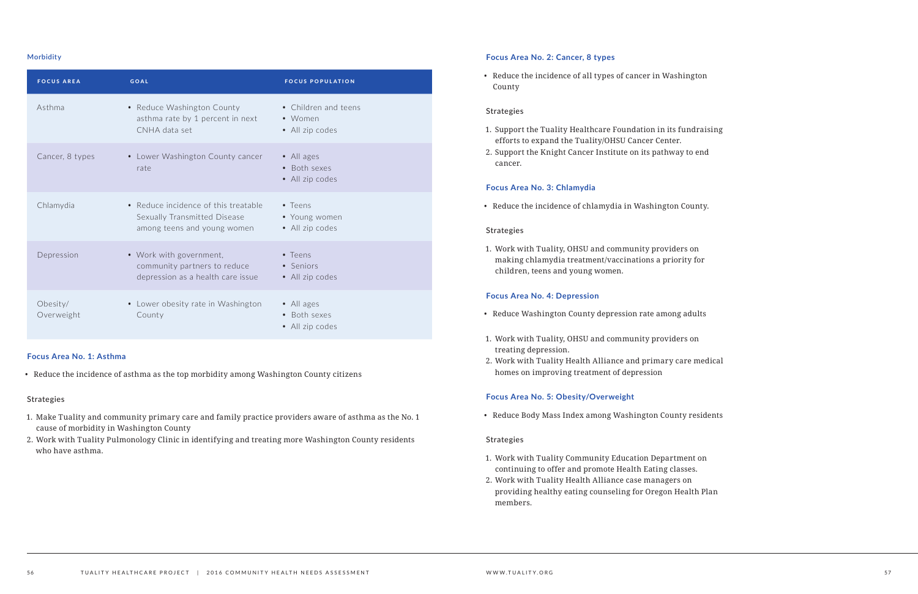## Morbidity

| FOCUS AREA | GOAL | FOCUS POPULATION |
|---|---|---|
| Asthma | • Reduce Washington County asthma rate by 1 percent in next CNHA data set | • Children and teens<br>• Women<br>• All zip codes |
| Cancer, 8 types | • Lower Washington County cancer rate | • All ages<br>• Both sexes<br>• All zip codes |
| Chlamydia | • Reduce incidence of this treatable Sexually Transmitted Disease among teens and young women | • Teens<br>• Young women<br>• All zip codes |
| Depression | • Work with government, community partners to reduce depression as a health care issue | • Teens<br>• Seniors<br>• All zip codes |
| Obesity/ Overweight | • Lower obesity rate in Washington County | • All ages<br>• Both sexes<br>• All zip codes |

### Focus Area No. 1: Asthma

- Reduce the incidence of asthma as the top morbidity among Washington County citizens

Strategies

1. Make Tuality and community primary care and family practice providers aware of asthma as the No. 1 cause of morbidity in Washington County
2. Work with Tuality Pulmonology Clinic in identifying and treating more Washington County residents who have asthma.

### Focus Area No. 2: Cancer, 8 types

- Reduce the incidence of all types of cancer in Washington County

Strategies

1. Support the Tuality Healthcare Foundation in its fundraising efforts to expand the Tuality/OHSU Cancer Center.
2. Support the Knight Cancer Institute on its pathway to end cancer.

### Focus Area No. 3: Chlamydia

- Reduce the incidence of chlamydia in Washington County.

Strategies

1. Work with Tuality, OHSU and community providers on making chlamydia treatment/vaccinations a priority for children, teens and young women.

### Focus Area No. 4: Depression

- Reduce Washington County depression rate among adults

1. Work with Tuality, OHSU and community providers on treating depression.
2. Work with Tuality Health Alliance and primary care medical homes on improving treatment of depression

### Focus Area No. 5: Obesity/Overweight

- Reduce Body Mass Index among Washington County residents

Strategies

1. Work with Tuality Community Education Department on continuing to offer and promote Health Eating classes.
2. Work with Tuality Health Alliance case managers on providing healthy eating counseling for Oregon Health Plan members.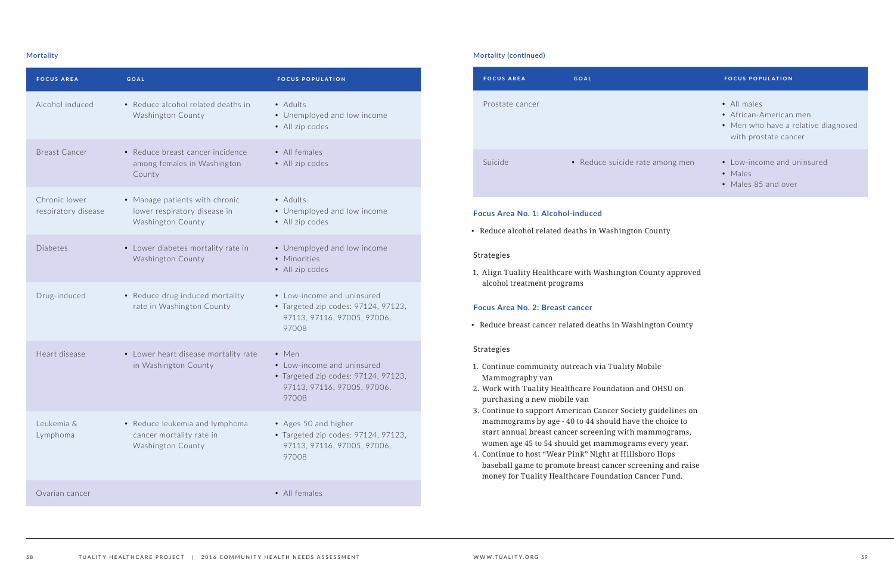### Mortality

| FOCUS AREA | GOAL | FOCUS POPULATION |
| --- | --- | --- |
| Alcohol induced | • Reduce alcohol related deaths in Washington County | • Adults<br>• Unemployed and low income<br>• All zip codes |
| Breast Cancer | • Reduce breast cancer incidence among females in Washington County | • All females<br>• All zip codes |
| Chronic lower respiratory disease | • Manage patients with chronic lower respiratory disease in Washington County | • Adults<br>• Unemployed and low income<br>• All zip codes |
| Diabetes | • Lower diabetes mortality rate in Washington County | • Unemployed and low income<br>• Minorities<br>• All zip codes |
| Drug-induced | • Reduce drug induced mortality rate in Washington County | • Low-income and uninsured<br>• Targeted zip codes: 97124, 97123, 97113, 97116, 97005, 97006, 97008 |
| Heart disease | • Lower heart disease mortality rate in Washington County | • Men<br>• Low-income and uninsured<br>• Targeted zip codes: 97124, 97123, 97113, 97116, 97005, 97006, 97008 |
| Leukemia & Lymphoma | • Reduce leukemia and lymphoma cancer mortality rate in Washington County | • Ages 50 and higher<br>• Targeted zip codes: 97124, 97123, 97113, 97116, 97005, 97006, 97008 |
| Ovarian cancer | | • All females |

### Mortality (continued)

| FOCUS AREA | GOAL | FOCUS POPULATION |
| --- | --- | --- |
| Prostate cancer | | • All males<br>• African-American men<br>• Men who have a relative diagnosed with prostate cancer |
| Suicide | • Reduce suicide rate among men | • Low-income and uninsured<br>• Males<br>• Males 85 and over |

### Focus Area No. 1: Alcohol-induced

- Reduce alcohol related deaths in Washington County

Strategies

1. Align Tuality Healthcare with Washington County approved alcohol treatment programs

### Focus Area No. 2: Breast cancer

- Reduce breast cancer related deaths in Washington County

Strategies

1. Continue community outreach via Tuality Mobile Mammography van
2. Work with Tuality Healthcare Foundation and OHSU on purchasing a new mobile van
3. Continue to support American Cancer Society guidelines on mammograms by age - 40 to 44 should have the choice to start annual breast cancer screening with mammograms, women age 45 to 54 should get mammograms every year.
4. Continue to host "Wear Pink" Night at Hillsboro Hops baseball game to promote breast cancer screening and raise money for Tuality Healthcare Foundation Cancer Fund.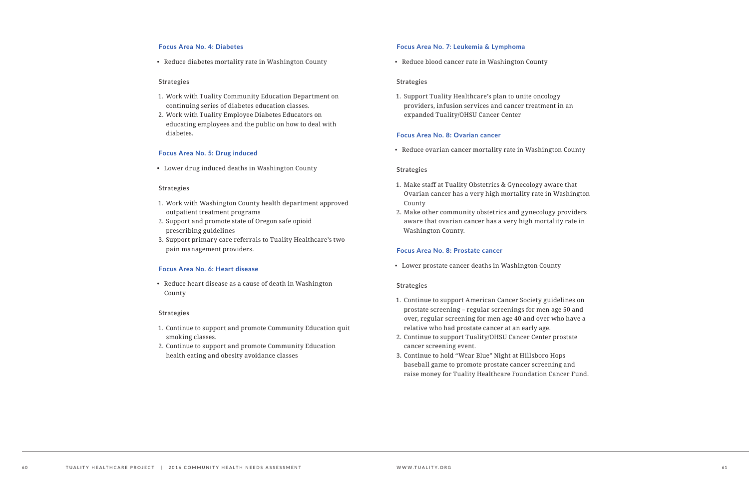### Focus Area No. 4: Diabetes

- Reduce diabetes mortality rate in Washington County

Strategies

1. Work with Tuality Community Education Department on continuing series of diabetes education classes.
2. Work with Tuality Employee Diabetes Educators on educating employees and the public on how to deal with diabetes.

### Focus Area No. 5: Drug induced

- Lower drug induced deaths in Washington County

Strategies

1. Work with Washington County health department approved outpatient treatment programs
2. Support and promote state of Oregon safe opioid prescribing guidelines
3. Support primary care referrals to Tuality Healthcare's two pain management providers.

### Focus Area No. 6: Heart disease

- Reduce heart disease as a cause of death in Washington County

Strategies

1. Continue to support and promote Community Education quit smoking classes.
2. Continue to support and promote Community Education health eating and obesity avoidance classes

### Focus Area No. 7: Leukemia & Lymphoma

- Reduce blood cancer rate in Washington County

Strategies

1. Support Tuality Healthcare's plan to unite oncology providers, infusion services and cancer treatment in an expanded Tuality/OHSU Cancer Center

### Focus Area No. 8: Ovarian cancer

- Reduce ovarian cancer mortality rate in Washington County

Strategies

1. Make staff at Tuality Obstetrics & Gynecology aware that Ovarian cancer has a very high mortality rate in Washington County
2. Make other community obstetrics and gynecology providers aware that ovarian cancer has a very high mortality rate in Washington County.

### Focus Area No. 8: Prostate cancer

- Lower prostate cancer deaths in Washington County

Strategies

1. Continue to support American Cancer Society guidelines on prostate screening – regular screenings for men age 50 and over, regular screening for men age 40 and over who have a relative who had prostate cancer at an early age.
2. Continue to support Tuality/OHSU Cancer Center prostate cancer screening event.
3. Continue to hold "Wear Blue" Night at Hillsboro Hops baseball game to promote prostate cancer screening and raise money for Tuality Healthcare Foundation Cancer Fund.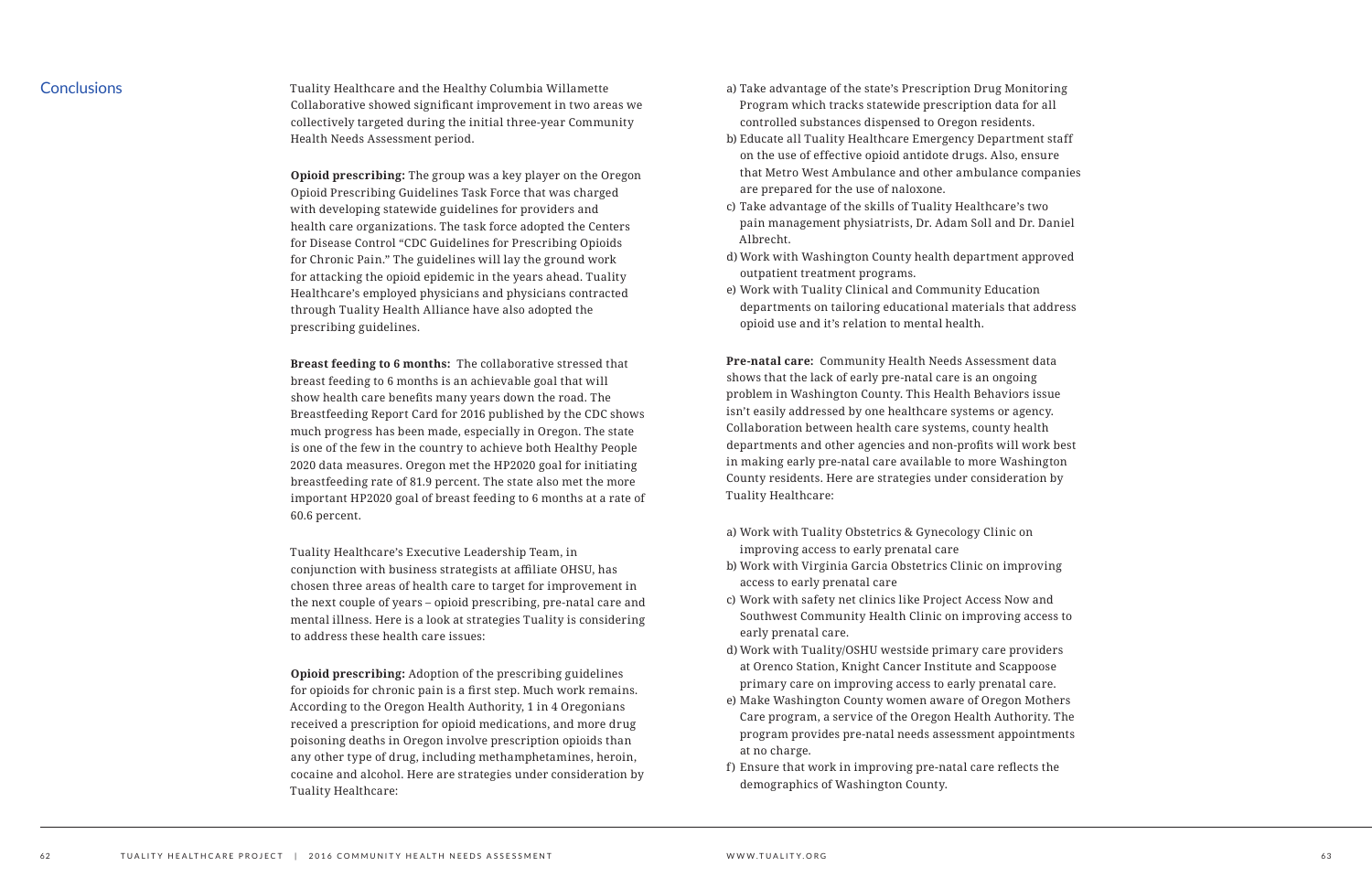## Conclusions

Tuality Healthcare and the Healthy Columbia Willamette Collaborative showed significant improvement in two areas we collectively targeted during the initial three-year Community Health Needs Assessment period.

**Opioid prescribing:** The group was a key player on the Oregon Opioid Prescribing Guidelines Task Force that was charged with developing statewide guidelines for providers and health care organizations. The task force adopted the Centers for Disease Control "CDC Guidelines for Prescribing Opioids for Chronic Pain." The guidelines will lay the ground work for attacking the opioid epidemic in the years ahead. Tuality Healthcare's employed physicians and physicians contracted through Tuality Health Alliance have also adopted the prescribing guidelines.

**Breast feeding to 6 months:** The collaborative stressed that breast feeding to 6 months is an achievable goal that will show health care benefits many years down the road. The Breastfeeding Report Card for 2016 published by the CDC shows much progress has been made, especially in Oregon. The state is one of the few in the country to achieve both Healthy People 2020 data measures. Oregon met the HP2020 goal for initiating breastfeeding rate of 81.9 percent. The state also met the more important HP2020 goal of breast feeding to 6 months at a rate of 60.6 percent.

Tuality Healthcare's Executive Leadership Team, in conjunction with business strategists at affiliate OHSU, has chosen three areas of health care to target for improvement in the next couple of years – opioid prescribing, pre-natal care and mental illness. Here is a look at strategies Tuality is considering to address these health care issues:

**Opioid prescribing:** Adoption of the prescribing guidelines for opioids for chronic pain is a first step. Much work remains. According to the Oregon Health Authority, 1 in 4 Oregonians received a prescription for opioid medications, and more drug poisoning deaths in Oregon involve prescription opioids than any other type of drug, including methamphetamines, heroin, cocaine and alcohol. Here are strategies under consideration by Tuality Healthcare:

a) Take advantage of the state's Prescription Drug Monitoring Program which tracks statewide prescription data for all controlled substances dispensed to Oregon residents.
b) Educate all Tuality Healthcare Emergency Department staff on the use of effective opioid antidote drugs. Also, ensure that Metro West Ambulance and other ambulance companies are prepared for the use of naloxone.
c) Take advantage of the skills of Tuality Healthcare's two pain management physiatrists, Dr. Adam Soll and Dr. Daniel Albrecht.
d) Work with Washington County health department approved outpatient treatment programs.
e) Work with Tuality Clinical and Community Education departments on tailoring educational materials that address opioid use and it's relation to mental health.

**Pre-natal care:** Community Health Needs Assessment data shows that the lack of early pre-natal care is an ongoing problem in Washington County. This Health Behaviors issue isn't easily addressed by one healthcare systems or agency. Collaboration between health care systems, county health departments and other agencies and non-profits will work best in making early pre-natal care available to more Washington County residents. Here are strategies under consideration by Tuality Healthcare:

a) Work with Tuality Obstetrics & Gynecology Clinic on improving access to early prenatal care
b) Work with Virginia Garcia Obstetrics Clinic on improving access to early prenatal care
c) Work with safety net clinics like Project Access Now and Southwest Community Health Clinic on improving access to early prenatal care.
d) Work with Tuality/OSHU westside primary care providers at Orenco Station, Knight Cancer Institute and Scappoose primary care on improving access to early prenatal care.
e) Make Washington County women aware of Oregon Mothers Care program, a service of the Oregon Health Authority. The program provides pre-natal needs assessment appointments at no charge.
f) Ensure that work in improving pre-natal care reflects the demographics of Washington County.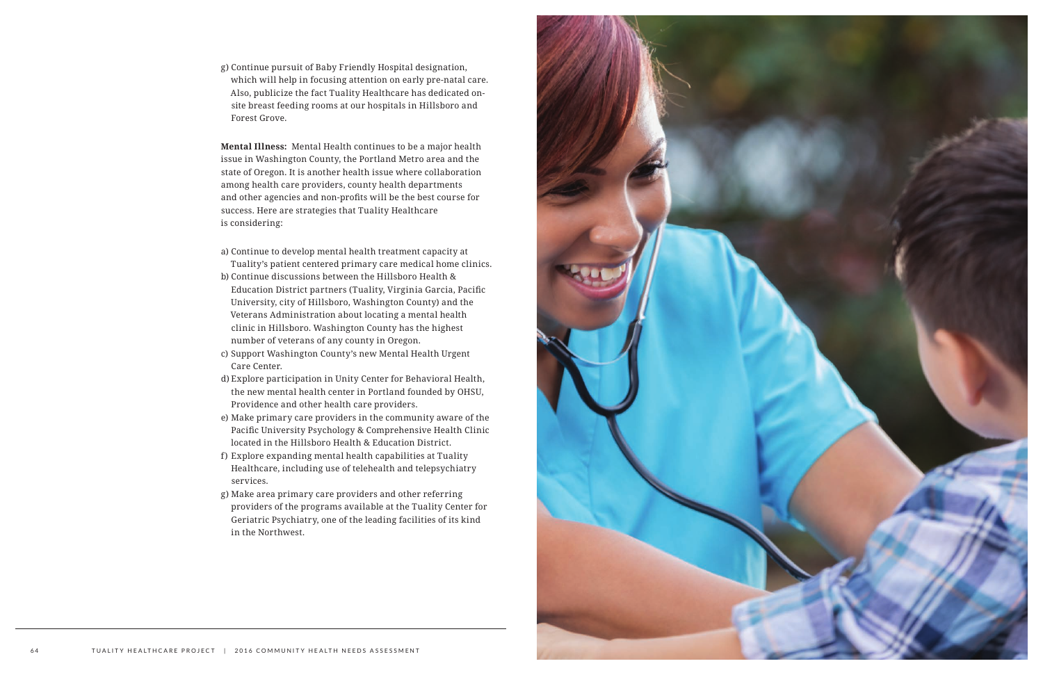g) Continue pursuit of Baby Friendly Hospital designation, which will help in focusing attention on early pre-natal care. Also, publicize the fact Tuality Healthcare has dedicated on-site breast feeding rooms at our hospitals in Hillsboro and Forest Grove.

**Mental Illness:** Mental Health continues to be a major health issue in Washington County, the Portland Metro area and the state of Oregon. It is another health issue where collaboration among health care providers, county health departments and other agencies and non-profits will be the best course for success. Here are strategies that Tuality Healthcare is considering:

a) Continue to develop mental health treatment capacity at Tuality's patient centered primary care medical home clinics.
b) Continue discussions between the Hillsboro Health & Education District partners (Tuality, Virginia Garcia, Pacific University, city of Hillsboro, Washington County) and the Veterans Administration about locating a mental health clinic in Hillsboro. Washington County has the highest number of veterans of any county in Oregon.
c) Support Washington County's new Mental Health Urgent Care Center.
d) Explore participation in Unity Center for Behavioral Health, the new mental health center in Portland founded by OHSU, Providence and other health care providers.
e) Make primary care providers in the community aware of the Pacific University Psychology & Comprehensive Health Clinic located in the Hillsboro Health & Education District.
f) Explore expanding mental health capabilities at Tuality Healthcare, including use of telehealth and telepsychiatry services.
g) Make area primary care providers and other referring providers of the programs available at the Tuality Center for Geriatric Psychiatry, one of the leading facilities of its kind in the Northwest.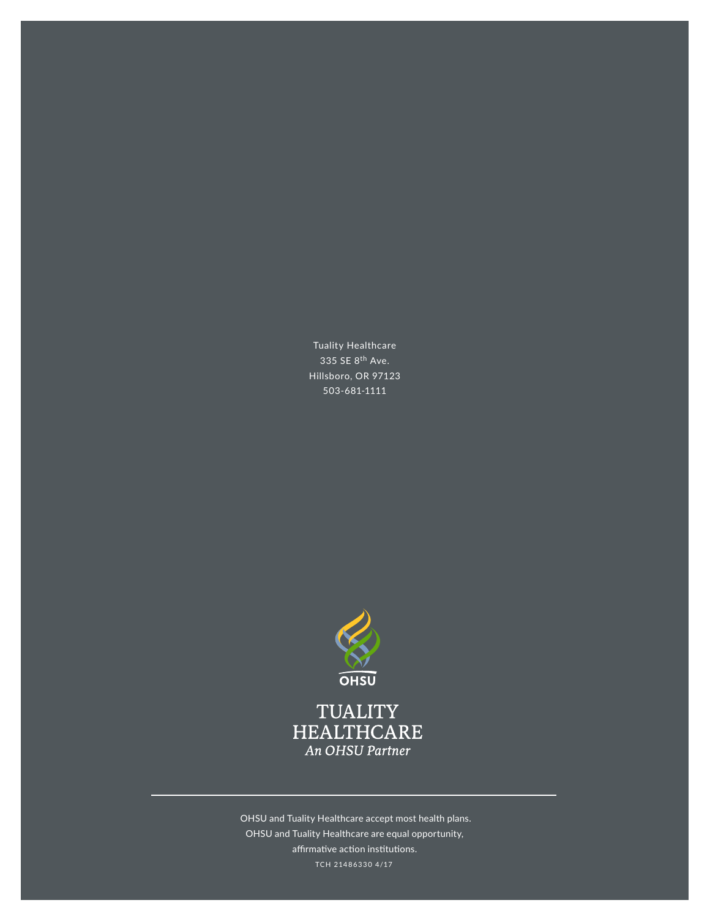Tuality Healthcare
335 SE 8th Ave.
Hillsboro, OR 97123
503-681-1111

OHSU

TUALITY
HEALTHCARE
*An OHSU Partner*

---

OHSU and Tuality Healthcare accept most health plans.
OHSU and Tuality Healthcare are equal opportunity,
affirmative action institutions.
TCH 21486330 4/17